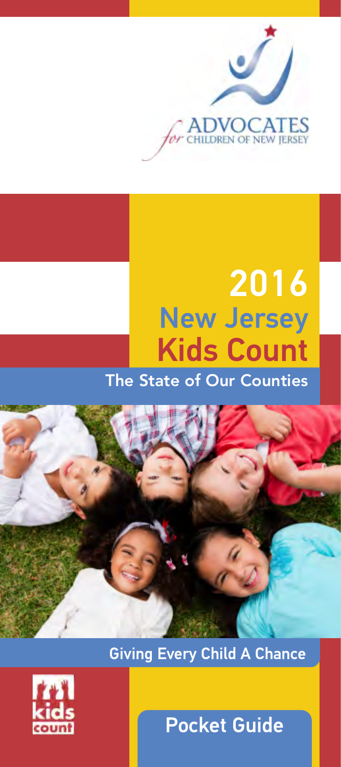ADVOCATES for CHILDREN OF NEW JERSEY

# 2016 New Jersey Kids Count

## The State of Our Counties

Giving Every Child A Chance

kids count

Pocket Guide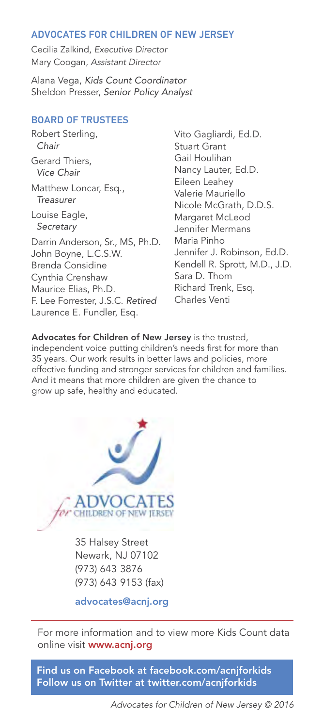## ADVOCATES FOR CHILDREN OF NEW JERSEY

Cecilia Zalkind, *Executive Director*
Mary Coogan, *Assistant Director*

Alana Vega, *Kids Count Coordinator*
Sheldon Presser, *Senior Policy Analyst*

## BOARD OF TRUSTEES

Robert Sterling, *Chair*

Gerard Thiers, *Vice Chair*

Matthew Loncar, Esq., *Treasurer*

Louise Eagle, *Secretary*

Darrin Anderson, Sr., MS, Ph.D.
John Boyne, L.C.S.W.
Brenda Considine
Cynthia Crenshaw
Maurice Elias, Ph.D.
F. Lee Forrester, J.S.C. *Retired*
Laurence E. Fundler, Esq.
Vito Gagliardi, Ed.D.
Stuart Grant
Gail Houlihan
Nancy Lauter, Ed.D.
Eileen Leahey
Valerie Mauriello
Nicole McGrath, D.D.S.
Margaret McLeod
Jennifer Mermans
Maria Pinho
Jennifer J. Robinson, Ed.D.
Kendell R. Sprott, M.D., J.D.
Sara D. Thom
Richard Trenk, Esq.
Charles Venti

**Advocates for Children of New Jersey** is the trusted, independent voice putting children's needs first for more than 35 years. Our work results in better laws and policies, more effective funding and stronger services for children and families. And it means that more children are given the chance to grow up safe, healthy and educated.

ADVOCATES for CHILDREN OF NEW JERSEY

35 Halsey Street
Newark, NJ 07102
(973) 643 3876
(973) 643 9153 (fax)

**advocates@acnj.org**

For more information and to view more Kids Count data online visit **www.acnj.org**

**Find us on Facebook at facebook.com/acnjforkids**
**Follow us on Twitter at twitter.com/acnjforkids**

*Advocates for Children of New Jersey © 2016*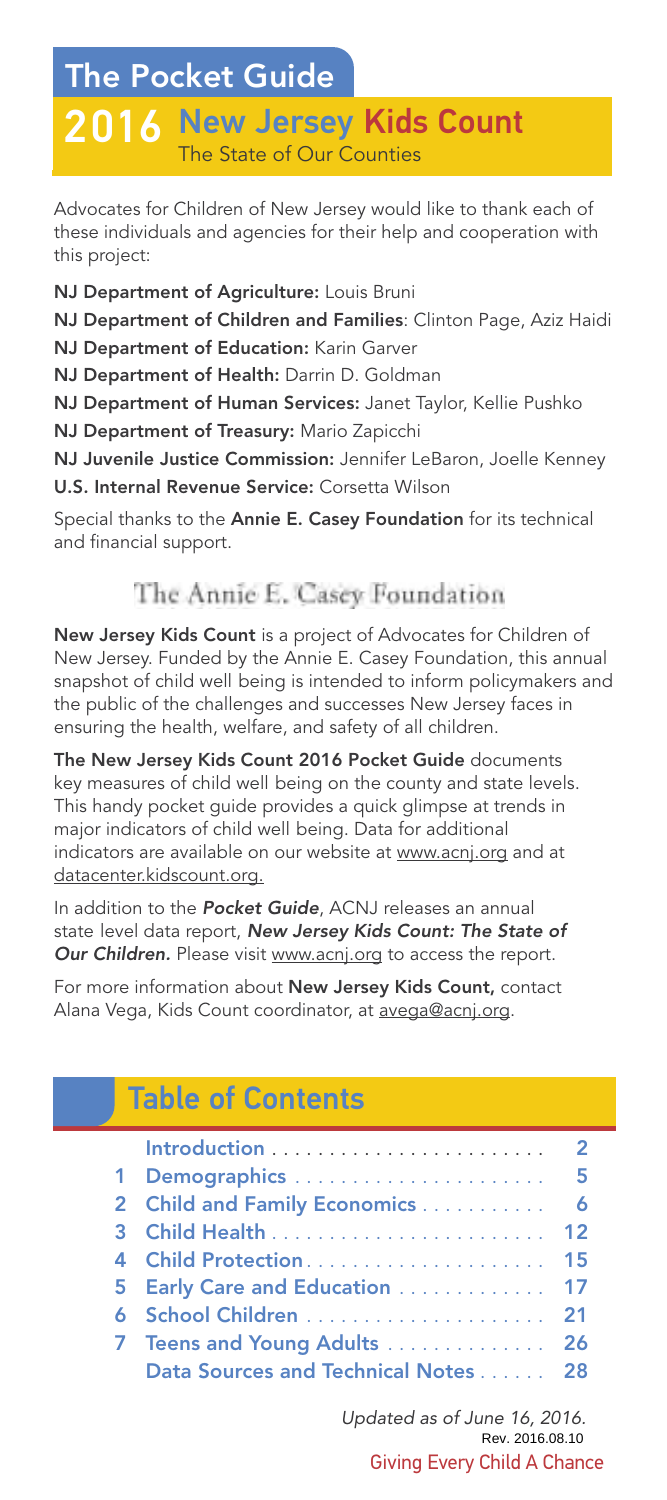# The Pocket Guide

## 2016 New Jersey Kids Count

The State of Our Counties

Advocates for Children of New Jersey would like to thank each of these individuals and agencies for their help and cooperation with this project:

**NJ Department of Agriculture:** Louis Bruni

**NJ Department of Children and Families**: Clinton Page, Aziz Haidi

**NJ Department of Education:** Karin Garver

**NJ Department of Health:** Darrin D. Goldman

**NJ Department of Human Services:** Janet Taylor, Kellie Pushko

**NJ Department of Treasury:** Mario Zapicchi

**NJ Juvenile Justice Commission:** Jennifer LeBaron, Joelle Kenney

**U.S. Internal Revenue Service:** Corsetta Wilson

Special thanks to the **Annie E. Casey Foundation** for its technical and financial support.

The Annie E. Casey Foundation

**New Jersey Kids Count** is a project of Advocates for Children of New Jersey. Funded by the Annie E. Casey Foundation, this annual snapshot of child well being is intended to inform policymakers and the public of the challenges and successes New Jersey faces in ensuring the health, welfare, and safety of all children.

**The New Jersey Kids Count 2016 Pocket Guide** documents key measures of child well being on the county and state levels. This handy pocket guide provides a quick glimpse at trends in major indicators of child well being. Data for additional indicators are available on our website at www.acnj.org and at datacenter.kidscount.org.

In addition to the ***Pocket Guide***, ACNJ releases an annual state level data report, ***New Jersey Kids Count: The State of Our Children.*** Please visit www.acnj.org to access the report.

For more information about **New Jersey Kids Count,** contact Alana Vega, Kids Count coordinator, at avega@acnj.org.

## Table of Contents

| | | |
|---|---|---|
| | Introduction | 2 |
| 1 | Demographics | 5 |
| 2 | Child and Family Economics | 6 |
| 3 | Child Health | 12 |
| 4 | Child Protection | 15 |
| 5 | Early Care and Education | 17 |
| 6 | School Children | 21 |
| 7 | Teens and Young Adults | 26 |
| | Data Sources and Technical Notes | 28 |

*Updated as of June 16, 2016.*
Rev. 2016.08.10

Giving Every Child A Chance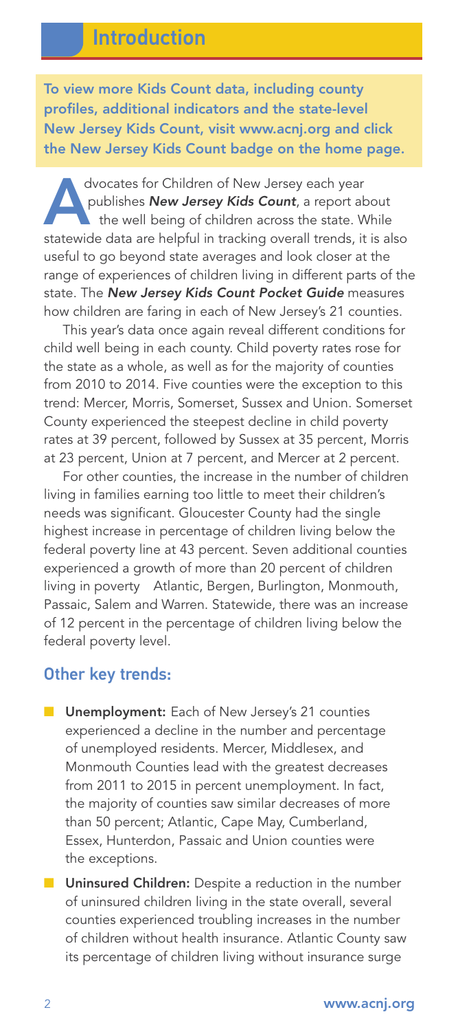## Introduction

**To view more Kids Count data, including county profiles, additional indicators and the state-level New Jersey Kids Count, visit www.acnj.org and click the New Jersey Kids Count badge on the home page.**

Advocates for Children of New Jersey each year publishes ***New Jersey Kids Count***, a report about the well being of children across the state. While statewide data are helpful in tracking overall trends, it is also useful to go beyond state averages and look closer at the range of experiences of children living in different parts of the state. The ***New Jersey Kids Count Pocket Guide*** measures how children are faring in each of New Jersey's 21 counties.

This year's data once again reveal different conditions for child well being in each county. Child poverty rates rose for the state as a whole, as well as for the majority of counties from 2010 to 2014. Five counties were the exception to this trend: Mercer, Morris, Somerset, Sussex and Union. Somerset County experienced the steepest decline in child poverty rates at 39 percent, followed by Sussex at 35 percent, Morris at 23 percent, Union at 7 percent, and Mercer at 2 percent.

For other counties, the increase in the number of children living in families earning too little to meet their children's needs was significant. Gloucester County had the single highest increase in percentage of children living below the federal poverty line at 43 percent. Seven additional counties experienced a growth of more than 20 percent of children living in poverty Atlantic, Bergen, Burlington, Monmouth, Passaic, Salem and Warren. Statewide, there was an increase of 12 percent in the percentage of children living below the federal poverty level.

### Other key trends:

- **Unemployment:** Each of New Jersey's 21 counties experienced a decline in the number and percentage of unemployed residents. Mercer, Middlesex, and Monmouth Counties lead with the greatest decreases from 2011 to 2015 in percent unemployment. In fact, the majority of counties saw similar decreases of more than 50 percent; Atlantic, Cape May, Cumberland, Essex, Hunterdon, Passaic and Union counties were the exceptions.
- **Uninsured Children:** Despite a reduction in the number of uninsured children living in the state overall, several counties experienced troubling increases in the number of children without health insurance. Atlantic County saw its percentage of children living without insurance surge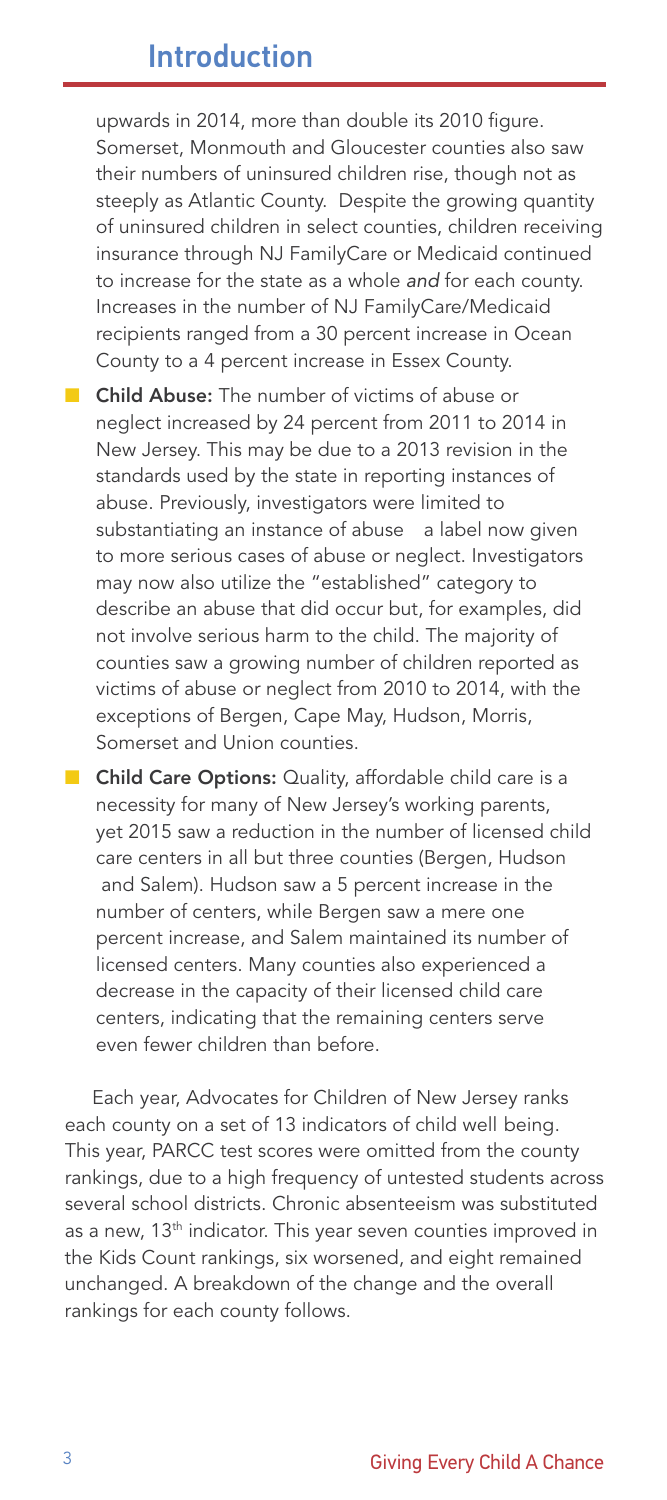## Introduction

upwards in 2014, more than double its 2010 figure. Somerset, Monmouth and Gloucester counties also saw their numbers of uninsured children rise, though not as steeply as Atlantic County. Despite the growing quantity of uninsured children in select counties, children receiving insurance through NJ FamilyCare or Medicaid continued to increase for the state as a whole *and* for each county. Increases in the number of NJ FamilyCare/Medicaid recipients ranged from a 30 percent increase in Ocean County to a 4 percent increase in Essex County.

- **Child Abuse:** The number of victims of abuse or neglect increased by 24 percent from 2011 to 2014 in New Jersey. This may be due to a 2013 revision in the standards used by the state in reporting instances of abuse. Previously, investigators were limited to substantiating an instance of abuse a label now given to more serious cases of abuse or neglect. Investigators may now also utilize the "established" category to describe an abuse that did occur but, for examples, did not involve serious harm to the child. The majority of counties saw a growing number of children reported as victims of abuse or neglect from 2010 to 2014, with the exceptions of Bergen, Cape May, Hudson, Morris, Somerset and Union counties.
- **Child Care Options:** Quality, affordable child care is a necessity for many of New Jersey's working parents, yet 2015 saw a reduction in the number of licensed child care centers in all but three counties (Bergen, Hudson and Salem). Hudson saw a 5 percent increase in the number of centers, while Bergen saw a mere one percent increase, and Salem maintained its number of licensed centers. Many counties also experienced a decrease in the capacity of their licensed child care centers, indicating that the remaining centers serve even fewer children than before.

Each year, Advocates for Children of New Jersey ranks each county on a set of 13 indicators of child well being. This year, PARCC test scores were omitted from the county rankings, due to a high frequency of untested students across several school districts. Chronic absenteeism was substituted as a new, 13th indicator. This year seven counties improved in the Kids Count rankings, six worsened, and eight remained unchanged. A breakdown of the change and the overall rankings for each county follows.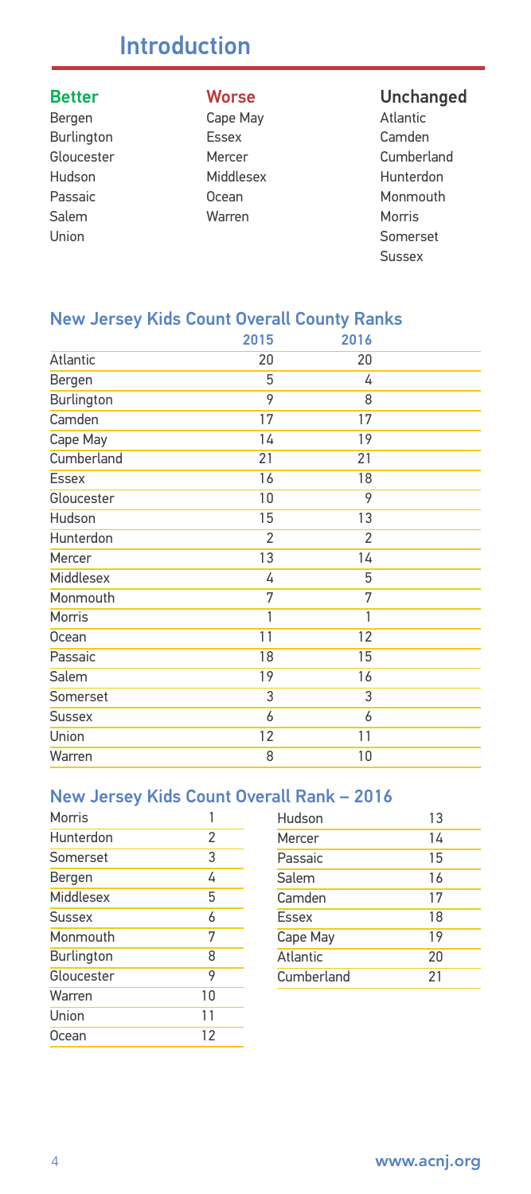# Introduction

| Better | Worse | Unchanged |
|---|---|---|
| Bergen | Cape May | Atlantic |
| Burlington | Essex | Camden |
| Gloucester | Mercer | Cumberland |
| Hudson | Middlesex | Hunterdon |
| Passaic | Ocean | Monmouth |
| Salem | Warren | Morris |
| Union | | Somerset |
| | | Sussex |

## New Jersey Kids Count Overall County Ranks

| | 2015 | 2016 |
|---|---|---|
| Atlantic | 20 | 20 |
| Bergen | 5 | 4 |
| Burlington | 9 | 8 |
| Camden | 17 | 17 |
| Cape May | 14 | 19 |
| Cumberland | 21 | 21 |
| Essex | 16 | 18 |
| Gloucester | 10 | 9 |
| Hudson | 15 | 13 |
| Hunterdon | 2 | 2 |
| Mercer | 13 | 14 |
| Middlesex | 4 | 5 |
| Monmouth | 7 | 7 |
| Morris | 1 | 1 |
| Ocean | 11 | 12 |
| Passaic | 18 | 15 |
| Salem | 19 | 16 |
| Somerset | 3 | 3 |
| Sussex | 6 | 6 |
| Union | 12 | 11 |
| Warren | 8 | 10 |

## New Jersey Kids Count Overall Rank – 2016

| County | Rank |
|---|---|
| Morris | 1 |
| Hunterdon | 2 |
| Somerset | 3 |
| Bergen | 4 |
| Middlesex | 5 |
| Sussex | 6 |
| Monmouth | 7 |
| Burlington | 8 |
| Gloucester | 9 |
| Warren | 10 |
| Union | 11 |
| Ocean | 12 |
| Hudson | 13 |
| Mercer | 14 |
| Passaic | 15 |
| Salem | 16 |
| Camden | 17 |
| Essex | 18 |
| Cape May | 19 |
| Atlantic | 20 |
| Cumberland | 21 |

www.acnj.org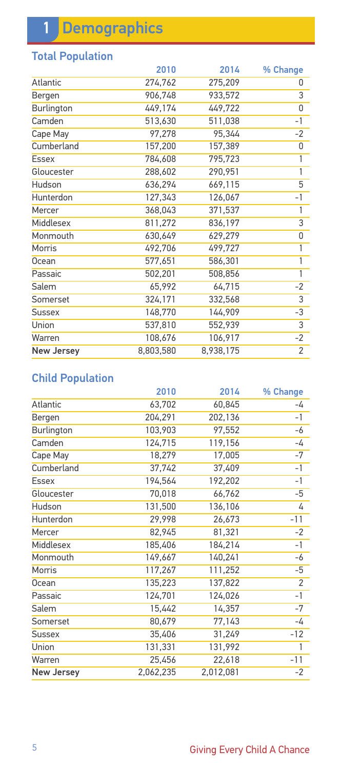# 1 Demographics

## Total Population

| | 2010 | 2014 | % Change |
|---|---|---|---|
| Atlantic | 274,762 | 275,209 | 0 |
| Bergen | 906,748 | 933,572 | 3 |
| Burlington | 449,174 | 449,722 | 0 |
| Camden | 513,630 | 511,038 | -1 |
| Cape May | 97,278 | 95,344 | -2 |
| Cumberland | 157,200 | 157,389 | 0 |
| Essex | 784,608 | 795,723 | 1 |
| Gloucester | 288,602 | 290,951 | 1 |
| Hudson | 636,294 | 669,115 | 5 |
| Hunterdon | 127,343 | 126,067 | -1 |
| Mercer | 368,043 | 371,537 | 1 |
| Middlesex | 811,272 | 836,197 | 3 |
| Monmouth | 630,649 | 629,279 | 0 |
| Morris | 492,706 | 499,727 | 1 |
| Ocean | 577,651 | 586,301 | 1 |
| Passaic | 502,201 | 508,856 | 1 |
| Salem | 65,992 | 64,715 | -2 |
| Somerset | 324,171 | 332,568 | 3 |
| Sussex | 148,770 | 144,909 | -3 |
| Union | 537,810 | 552,939 | 3 |
| Warren | 108,676 | 106,917 | -2 |
| **New Jersey** | 8,803,580 | 8,938,175 | 2 |

## Child Population

| | 2010 | 2014 | % Change |
|---|---|---|---|
| Atlantic | 63,702 | 60,845 | -4 |
| Bergen | 204,291 | 202,136 | -1 |
| Burlington | 103,903 | 97,552 | -6 |
| Camden | 124,715 | 119,156 | -4 |
| Cape May | 18,279 | 17,005 | -7 |
| Cumberland | 37,742 | 37,409 | -1 |
| Essex | 194,564 | 192,202 | -1 |
| Gloucester | 70,018 | 66,762 | -5 |
| Hudson | 131,500 | 136,106 | 4 |
| Hunterdon | 29,998 | 26,673 | -11 |
| Mercer | 82,945 | 81,321 | -2 |
| Middlesex | 185,406 | 184,214 | -1 |
| Monmouth | 149,667 | 140,241 | -6 |
| Morris | 117,267 | 111,252 | -5 |
| Ocean | 135,223 | 137,822 | 2 |
| Passaic | 124,701 | 124,026 | -1 |
| Salem | 15,442 | 14,357 | -7 |
| Somerset | 80,679 | 77,143 | -4 |
| Sussex | 35,406 | 31,249 | -12 |
| Union | 131,331 | 131,992 | 1 |
| Warren | 25,456 | 22,618 | -11 |
| **New Jersey** | 2,062,235 | 2,012,081 | -2 |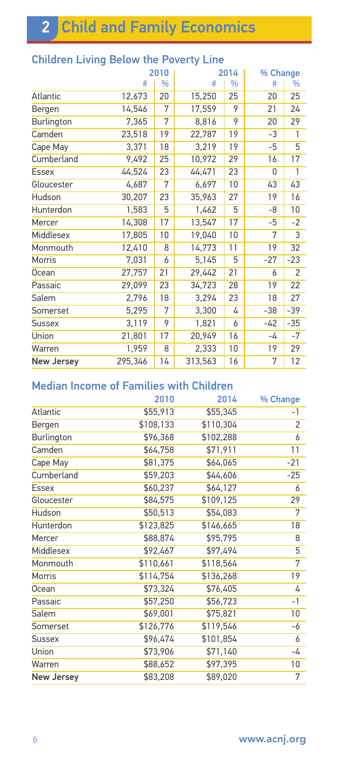# 2 Child and Family Economics

## Children Living Below the Poverty Line

| | 2010 | | 2014 | | % Change | |
|---|---|---|---|---|---|---|
| | # | % | # | % | # | % |
| Atlantic | 12,673 | 20 | 15,250 | 25 | 20 | 25 |
| Bergen | 14,546 | 7 | 17,559 | 9 | 21 | 24 |
| Burlington | 7,365 | 7 | 8,816 | 9 | 20 | 29 |
| Camden | 23,518 | 19 | 22,787 | 19 | -3 | 1 |
| Cape May | 3,371 | 18 | 3,219 | 19 | -5 | 5 |
| Cumberland | 9,492 | 25 | 10,972 | 29 | 16 | 17 |
| Essex | 44,524 | 23 | 44,471 | 23 | 0 | 1 |
| Gloucester | 4,687 | 7 | 6,697 | 10 | 43 | 43 |
| Hudson | 30,207 | 23 | 35,963 | 27 | 19 | 16 |
| Hunterdon | 1,583 | 5 | 1,462 | 5 | -8 | 10 |
| Mercer | 14,308 | 17 | 13,547 | 17 | -5 | -2 |
| Middlesex | 17,805 | 10 | 19,040 | 10 | 7 | 3 |
| Monmouth | 12,410 | 8 | 14,773 | 11 | 19 | 32 |
| Morris | 7,031 | 6 | 5,145 | 5 | -27 | -23 |
| Ocean | 27,757 | 21 | 29,442 | 21 | 6 | 2 |
| Passaic | 29,099 | 23 | 34,723 | 28 | 19 | 22 |
| Salem | 2,796 | 18 | 3,294 | 23 | 18 | 27 |
| Somerset | 5,295 | 7 | 3,300 | 4 | -38 | -39 |
| Sussex | 3,119 | 9 | 1,821 | 6 | -42 | -35 |
| Union | 21,801 | 17 | 20,949 | 16 | -4 | -7 |
| Warren | 1,959 | 8 | 2,333 | 10 | 19 | 29 |
| **New Jersey** | 295,346 | 14 | 313,563 | 16 | 7 | 12 |

## Median Income of Families with Children

| | 2010 | 2014 | % Change |
|---|---|---|---|
| Atlantic | $55,913 | $55,345 | -1 |
| Bergen | $108,133 | $110,304 | 2 |
| Burlington | $96,368 | $102,288 | 6 |
| Camden | $64,758 | $71,911 | 11 |
| Cape May | $81,375 | $64,065 | -21 |
| Cumberland | $59,203 | $44,606 | -25 |
| Essex | $60,237 | $64,127 | 6 |
| Gloucester | $84,575 | $109,125 | 29 |
| Hudson | $50,513 | $54,083 | 7 |
| Hunterdon | $123,825 | $146,665 | 18 |
| Mercer | $88,874 | $95,795 | 8 |
| Middlesex | $92,467 | $97,494 | 5 |
| Monmouth | $110,661 | $118,564 | 7 |
| Morris | $114,754 | $136,268 | 19 |
| Ocean | $73,324 | $76,405 | 4 |
| Passaic | $57,250 | $56,723 | -1 |
| Salem | $69,001 | $75,821 | 10 |
| Somerset | $126,776 | $119,546 | -6 |
| Sussex | $96,474 | $101,854 | 6 |
| Union | $73,906 | $71,140 | -4 |
| Warren | $88,652 | $97,395 | 10 |
| **New Jersey** | $83,208 | $89,020 | 7 |

www.acnj.org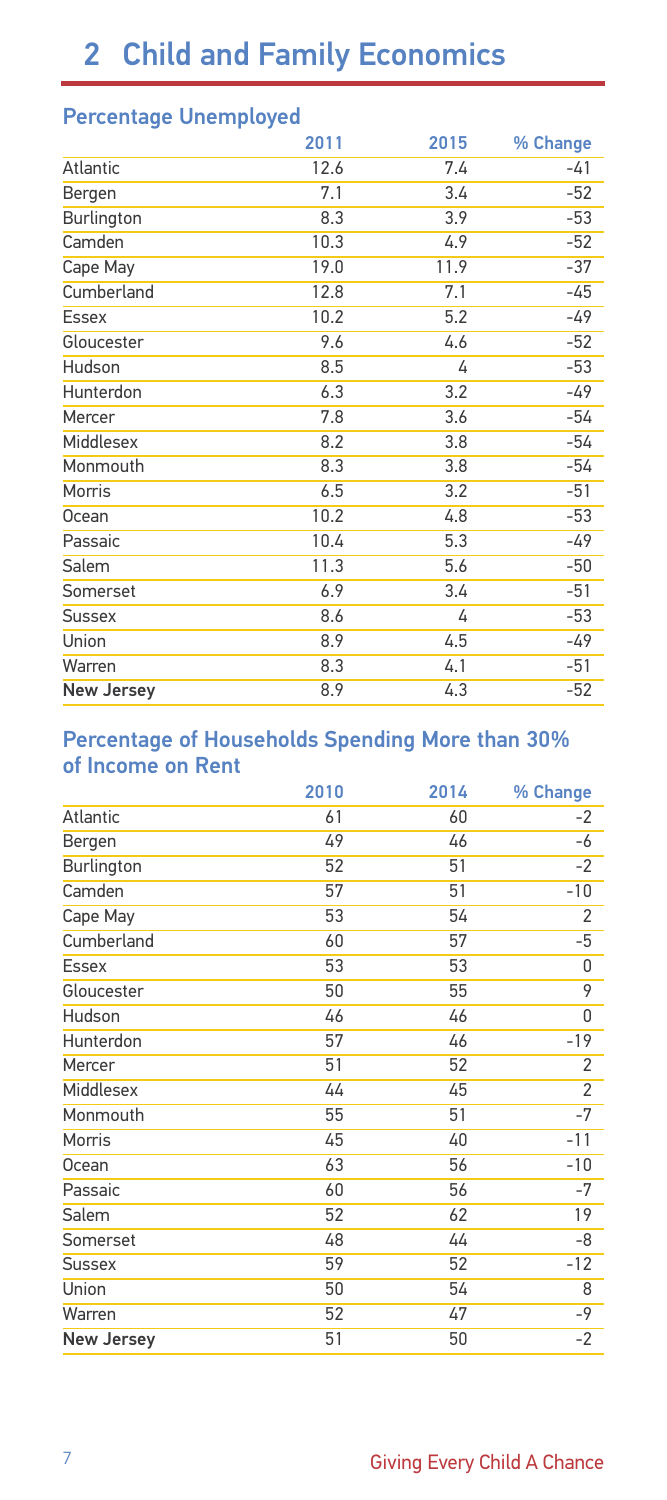# 2 Child and Family Economics

## Percentage Unemployed

| | 2011 | 2015 | % Change |
|---|---|---|---|
| Atlantic | 12.6 | 7.4 | -41 |
| Bergen | 7.1 | 3.4 | -52 |
| Burlington | 8.3 | 3.9 | -53 |
| Camden | 10.3 | 4.9 | -52 |
| Cape May | 19.0 | 11.9 | -37 |
| Cumberland | 12.8 | 7.1 | -45 |
| Essex | 10.2 | 5.2 | -49 |
| Gloucester | 9.6 | 4.6 | -52 |
| Hudson | 8.5 | 4 | -53 |
| Hunterdon | 6.3 | 3.2 | -49 |
| Mercer | 7.8 | 3.6 | -54 |
| Middlesex | 8.2 | 3.8 | -54 |
| Monmouth | 8.3 | 3.8 | -54 |
| Morris | 6.5 | 3.2 | -51 |
| Ocean | 10.2 | 4.8 | -53 |
| Passaic | 10.4 | 5.3 | -49 |
| Salem | 11.3 | 5.6 | -50 |
| Somerset | 6.9 | 3.4 | -51 |
| Sussex | 8.6 | 4 | -53 |
| Union | 8.9 | 4.5 | -49 |
| Warren | 8.3 | 4.1 | -51 |
| **New Jersey** | 8.9 | 4.3 | -52 |

## Percentage of Households Spending More than 30% of Income on Rent

| | 2010 | 2014 | % Change |
|---|---|---|---|
| Atlantic | 61 | 60 | -2 |
| Bergen | 49 | 46 | -6 |
| Burlington | 52 | 51 | -2 |
| Camden | 57 | 51 | -10 |
| Cape May | 53 | 54 | 2 |
| Cumberland | 60 | 57 | -5 |
| Essex | 53 | 53 | 0 |
| Gloucester | 50 | 55 | 9 |
| Hudson | 46 | 46 | 0 |
| Hunterdon | 57 | 46 | -19 |
| Mercer | 51 | 52 | 2 |
| Middlesex | 44 | 45 | 2 |
| Monmouth | 55 | 51 | -7 |
| Morris | 45 | 40 | -11 |
| Ocean | 63 | 56 | -10 |
| Passaic | 60 | 56 | -7 |
| Salem | 52 | 62 | 19 |
| Somerset | 48 | 44 | -8 |
| Sussex | 59 | 52 | -12 |
| Union | 50 | 54 | 8 |
| Warren | 52 | 47 | -9 |
| **New Jersey** | 51 | 50 | -2 |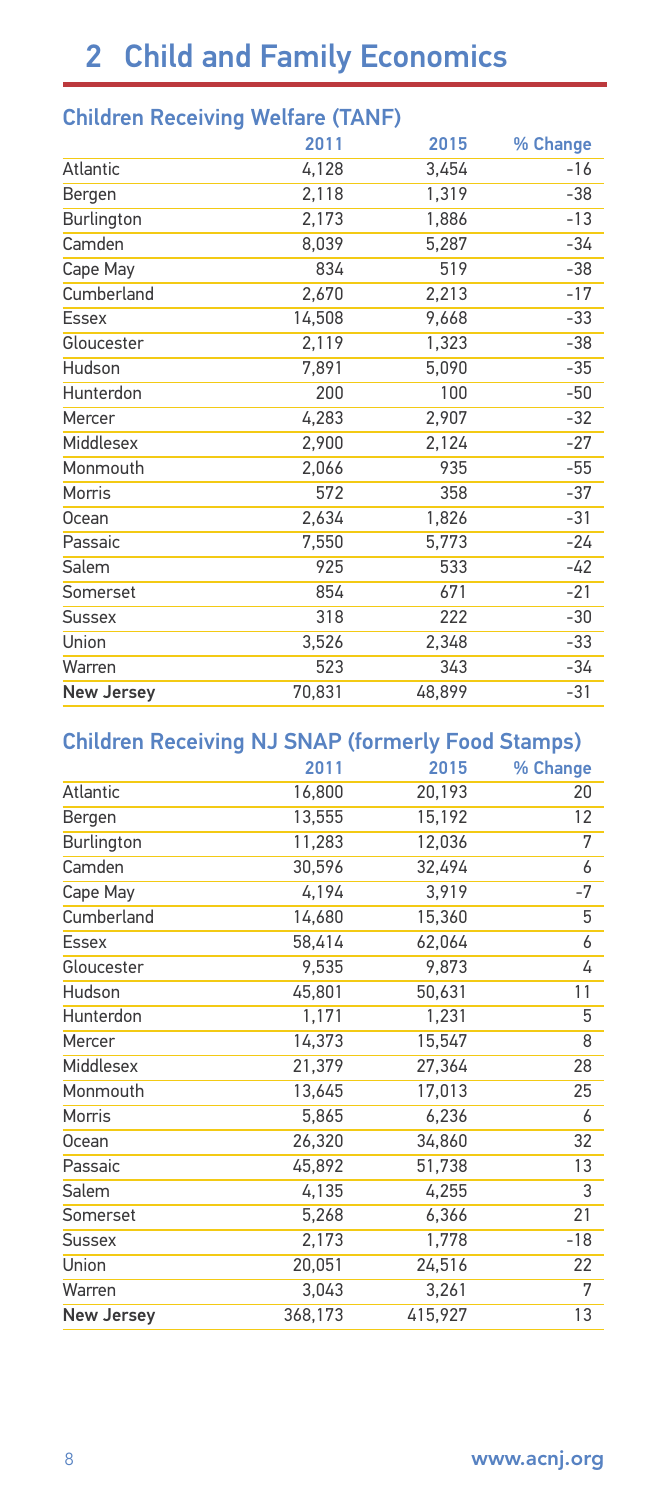# 2 Child and Family Economics

## Children Receiving Welfare (TANF)

| | 2011 | 2015 | % Change |
|---|---|---|---|
| Atlantic | 4,128 | 3,454 | -16 |
| Bergen | 2,118 | 1,319 | -38 |
| Burlington | 2,173 | 1,886 | -13 |
| Camden | 8,039 | 5,287 | -34 |
| Cape May | 834 | 519 | -38 |
| Cumberland | 2,670 | 2,213 | -17 |
| Essex | 14,508 | 9,668 | -33 |
| Gloucester | 2,119 | 1,323 | -38 |
| Hudson | 7,891 | 5,090 | -35 |
| Hunterdon | 200 | 100 | -50 |
| Mercer | 4,283 | 2,907 | -32 |
| Middlesex | 2,900 | 2,124 | -27 |
| Monmouth | 2,066 | 935 | -55 |
| Morris | 572 | 358 | -37 |
| Ocean | 2,634 | 1,826 | -31 |
| Passaic | 7,550 | 5,773 | -24 |
| Salem | 925 | 533 | -42 |
| Somerset | 854 | 671 | -21 |
| Sussex | 318 | 222 | -30 |
| Union | 3,526 | 2,348 | -33 |
| Warren | 523 | 343 | -34 |
| **New Jersey** | 70,831 | 48,899 | -31 |

## Children Receiving NJ SNAP (formerly Food Stamps)

| | 2011 | 2015 | % Change |
|---|---|---|---|
| Atlantic | 16,800 | 20,193 | 20 |
| Bergen | 13,555 | 15,192 | 12 |
| Burlington | 11,283 | 12,036 | 7 |
| Camden | 30,596 | 32,494 | 6 |
| Cape May | 4,194 | 3,919 | -7 |
| Cumberland | 14,680 | 15,360 | 5 |
| Essex | 58,414 | 62,064 | 6 |
| Gloucester | 9,535 | 9,873 | 4 |
| Hudson | 45,801 | 50,631 | 11 |
| Hunterdon | 1,171 | 1,231 | 5 |
| Mercer | 14,373 | 15,547 | 8 |
| Middlesex | 21,379 | 27,364 | 28 |
| Monmouth | 13,645 | 17,013 | 25 |
| Morris | 5,865 | 6,236 | 6 |
| Ocean | 26,320 | 34,860 | 32 |
| Passaic | 45,892 | 51,738 | 13 |
| Salem | 4,135 | 4,255 | 3 |
| Somerset | 5,268 | 6,366 | 21 |
| Sussex | 2,173 | 1,778 | -18 |
| Union | 20,051 | 24,516 | 22 |
| Warren | 3,043 | 3,261 | 7 |
| **New Jersey** | 368,173 | 415,927 | 13 |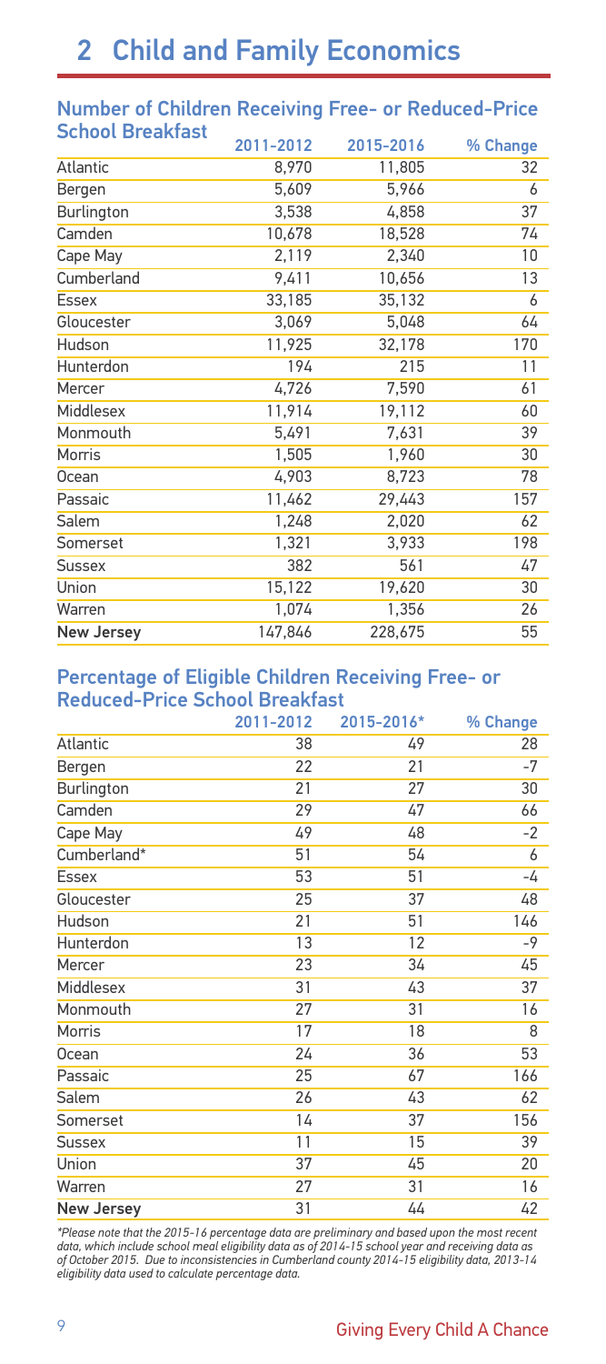# 2 Child and Family Economics

## Number of Children Receiving Free- or Reduced-Price School Breakfast

| | 2011-2012 | 2015-2016 | % Change |
|---|---|---|---|
| Atlantic | 8,970 | 11,805 | 32 |
| Bergen | 5,609 | 5,966 | 6 |
| Burlington | 3,538 | 4,858 | 37 |
| Camden | 10,678 | 18,528 | 74 |
| Cape May | 2,119 | 2,340 | 10 |
| Cumberland | 9,411 | 10,656 | 13 |
| Essex | 33,185 | 35,132 | 6 |
| Gloucester | 3,069 | 5,048 | 64 |
| Hudson | 11,925 | 32,178 | 170 |
| Hunterdon | 194 | 215 | 11 |
| Mercer | 4,726 | 7,590 | 61 |
| Middlesex | 11,914 | 19,112 | 60 |
| Monmouth | 5,491 | 7,631 | 39 |
| Morris | 1,505 | 1,960 | 30 |
| Ocean | 4,903 | 8,723 | 78 |
| Passaic | 11,462 | 29,443 | 157 |
| Salem | 1,248 | 2,020 | 62 |
| Somerset | 1,321 | 3,933 | 198 |
| Sussex | 382 | 561 | 47 |
| Union | 15,122 | 19,620 | 30 |
| Warren | 1,074 | 1,356 | 26 |
| **New Jersey** | 147,846 | 228,675 | 55 |

## Percentage of Eligible Children Receiving Free- or Reduced-Price School Breakfast

| | 2011-2012 | 2015-2016* | % Change |
|---|---|---|---|
| Atlantic | 38 | 49 | 28 |
| Bergen | 22 | 21 | -7 |
| Burlington | 21 | 27 | 30 |
| Camden | 29 | 47 | 66 |
| Cape May | 49 | 48 | -2 |
| Cumberland* | 51 | 54 | 6 |
| Essex | 53 | 51 | -4 |
| Gloucester | 25 | 37 | 48 |
| Hudson | 21 | 51 | 146 |
| Hunterdon | 13 | 12 | -9 |
| Mercer | 23 | 34 | 45 |
| Middlesex | 31 | 43 | 37 |
| Monmouth | 27 | 31 | 16 |
| Morris | 17 | 18 | 8 |
| Ocean | 24 | 36 | 53 |
| Passaic | 25 | 67 | 166 |
| Salem | 26 | 43 | 62 |
| Somerset | 14 | 37 | 156 |
| Sussex | 11 | 15 | 39 |
| Union | 37 | 45 | 20 |
| Warren | 27 | 31 | 16 |
| **New Jersey** | 31 | 44 | 42 |

*\*Please note that the 2015-16 percentage data are preliminary and based upon the most recent data, which include school meal eligibility data as of 2014-15 school year and receiving data as of October 2015. Due to inconsistencies in Cumberland county 2014-15 eligibility data, 2013-14 eligibility data used to calculate percentage data.*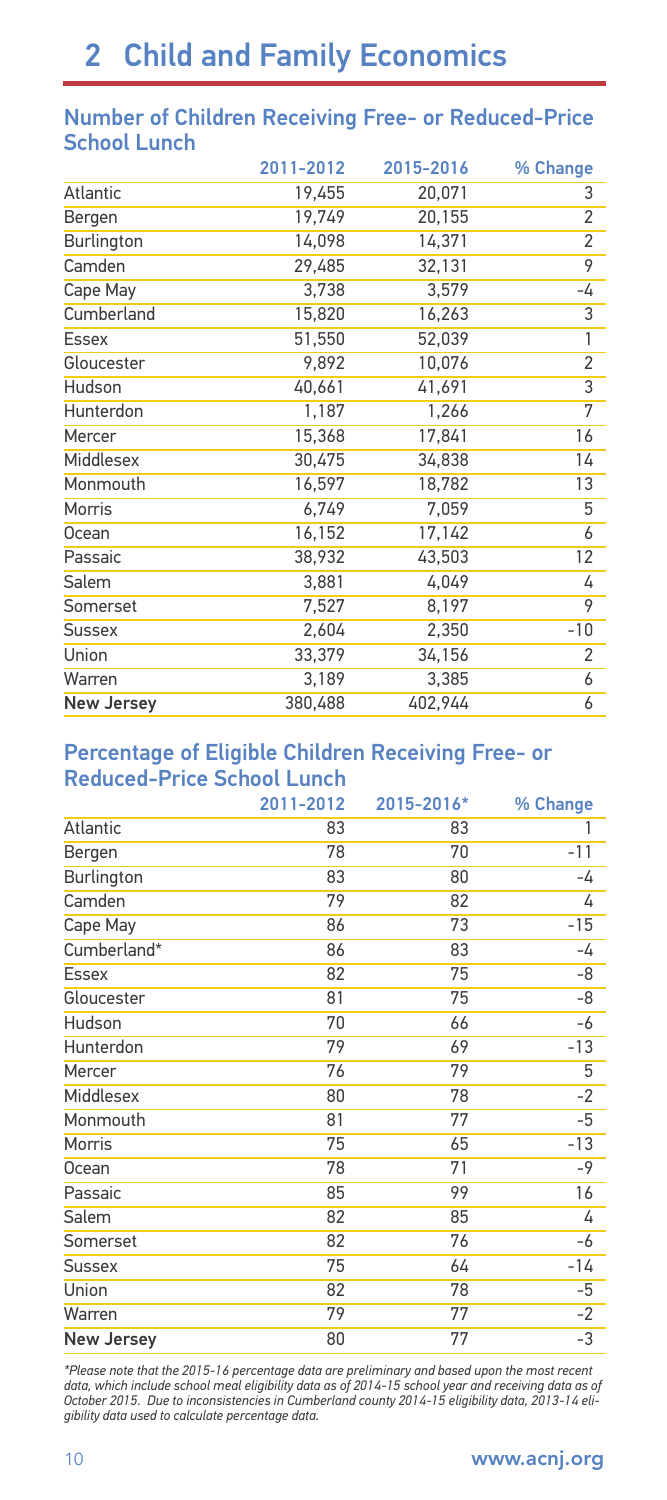# 2 Child and Family Economics

## Number of Children Receiving Free- or Reduced-Price School Lunch

| | 2011-2012 | 2015-2016 | % Change |
|---|---|---|---|
| Atlantic | 19,455 | 20,071 | 3 |
| Bergen | 19,749 | 20,155 | 2 |
| Burlington | 14,098 | 14,371 | 2 |
| Camden | 29,485 | 32,131 | 9 |
| Cape May | 3,738 | 3,579 | -4 |
| Cumberland | 15,820 | 16,263 | 3 |
| Essex | 51,550 | 52,039 | 1 |
| Gloucester | 9,892 | 10,076 | 2 |
| Hudson | 40,661 | 41,691 | 3 |
| Hunterdon | 1,187 | 1,266 | 7 |
| Mercer | 15,368 | 17,841 | 16 |
| Middlesex | 30,475 | 34,838 | 14 |
| Monmouth | 16,597 | 18,782 | 13 |
| Morris | 6,749 | 7,059 | 5 |
| Ocean | 16,152 | 17,142 | 6 |
| Passaic | 38,932 | 43,503 | 12 |
| Salem | 3,881 | 4,049 | 4 |
| Somerset | 7,527 | 8,197 | 9 |
| Sussex | 2,604 | 2,350 | -10 |
| Union | 33,379 | 34,156 | 2 |
| Warren | 3,189 | 3,385 | 6 |
| **New Jersey** | 380,488 | 402,944 | 6 |

## Percentage of Eligible Children Receiving Free- or Reduced-Price School Lunch

| | 2011-2012 | 2015-2016* | % Change |
|---|---|---|---|
| Atlantic | 83 | 83 | 1 |
| Bergen | 78 | 70 | -11 |
| Burlington | 83 | 80 | -4 |
| Camden | 79 | 82 | 4 |
| Cape May | 86 | 73 | -15 |
| Cumberland* | 86 | 83 | -4 |
| Essex | 82 | 75 | -8 |
| Gloucester | 81 | 75 | -8 |
| Hudson | 70 | 66 | -6 |
| Hunterdon | 79 | 69 | -13 |
| Mercer | 76 | 79 | 5 |
| Middlesex | 80 | 78 | -2 |
| Monmouth | 81 | 77 | -5 |
| Morris | 75 | 65 | -13 |
| Ocean | 78 | 71 | -9 |
| Passaic | 85 | 99 | 16 |
| Salem | 82 | 85 | 4 |
| Somerset | 82 | 76 | -6 |
| Sussex | 75 | 64 | -14 |
| Union | 82 | 78 | -5 |
| Warren | 79 | 77 | -2 |
| **New Jersey** | 80 | 77 | -3 |

*Please note that the 2015-16 percentage data are preliminary and based upon the most recent data, which include school meal eligibility data as of 2014-15 school year and receiving data as of October 2015. Due to inconsistencies in Cumberland county 2014-15 eligibility data, 2013-14 eligibility data used to calculate percentage data.*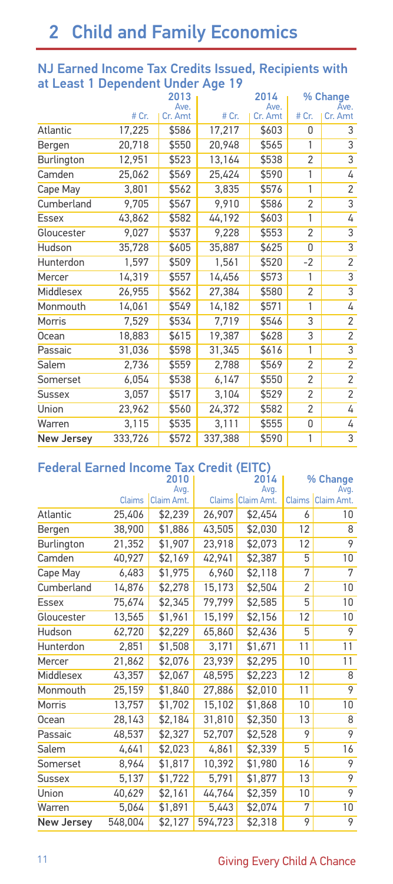# 2 Child and Family Economics

## NJ Earned Income Tax Credits Issued, Recipients with at Least 1 Dependent Under Age 19

| | 2013 | | 2014 | | % Change | |
|---|---|---|---|---|---|---|
| | # Cr. | Ave. Cr. Amt | # Cr. | Ave. Cr. Amt | # Cr. | Ave. Cr. Amt |
| Atlantic | 17,225 | $586 | 17,217 | $603 | 0 | 3 |
| Bergen | 20,718 | $550 | 20,948 | $565 | 1 | 3 |
| Burlington | 12,951 | $523 | 13,164 | $538 | 2 | 3 |
| Camden | 25,062 | $569 | 25,424 | $590 | 1 | 4 |
| Cape May | 3,801 | $562 | 3,835 | $576 | 1 | 2 |
| Cumberland | 9,705 | $567 | 9,910 | $586 | 2 | 3 |
| Essex | 43,862 | $582 | 44,192 | $603 | 1 | 4 |
| Gloucester | 9,027 | $537 | 9,228 | $553 | 2 | 3 |
| Hudson | 35,728 | $605 | 35,887 | $625 | 0 | 3 |
| Hunterdon | 1,597 | $509 | 1,561 | $520 | -2 | 2 |
| Mercer | 14,319 | $557 | 14,456 | $573 | 1 | 3 |
| Middlesex | 26,955 | $562 | 27,384 | $580 | 2 | 3 |
| Monmouth | 14,061 | $549 | 14,182 | $571 | 1 | 4 |
| Morris | 7,529 | $534 | 7,719 | $546 | 3 | 2 |
| Ocean | 18,883 | $615 | 19,387 | $628 | 3 | 2 |
| Passaic | 31,036 | $598 | 31,345 | $616 | 1 | 3 |
| Salem | 2,736 | $559 | 2,788 | $569 | 2 | 2 |
| Somerset | 6,054 | $538 | 6,147 | $550 | 2 | 2 |
| Sussex | 3,057 | $517 | 3,104 | $529 | 2 | 2 |
| Union | 23,962 | $560 | 24,372 | $582 | 2 | 4 |
| Warren | 3,115 | $535 | 3,111 | $555 | 0 | 4 |
| **New Jersey** | 333,726 | $572 | 337,388 | $590 | 1 | 3 |

## Federal Earned Income Tax Credit (EITC)

| | 2010 | | 2014 | | % Change | |
|---|---|---|---|---|---|---|
| | Claims | Avg. Claim Amt. | Claims | Avg. Claim Amt. | Claims | Avg. Claim Amt. |
| Atlantic | 25,406 | $2,239 | 26,907 | $2,454 | 6 | 10 |
| Bergen | 38,900 | $1,886 | 43,505 | $2,030 | 12 | 8 |
| Burlington | 21,352 | $1,907 | 23,918 | $2,073 | 12 | 9 |
| Camden | 40,927 | $2,169 | 42,941 | $2,387 | 5 | 10 |
| Cape May | 6,483 | $1,975 | 6,960 | $2,118 | 7 | 7 |
| Cumberland | 14,876 | $2,278 | 15,173 | $2,504 | 2 | 10 |
| Essex | 75,674 | $2,345 | 79,799 | $2,585 | 5 | 10 |
| Gloucester | 13,565 | $1,961 | 15,199 | $2,156 | 12 | 10 |
| Hudson | 62,720 | $2,229 | 65,860 | $2,436 | 5 | 9 |
| Hunterdon | 2,851 | $1,508 | 3,171 | $1,671 | 11 | 11 |
| Mercer | 21,862 | $2,076 | 23,939 | $2,295 | 10 | 11 |
| Middlesex | 43,357 | $2,067 | 48,595 | $2,223 | 12 | 8 |
| Monmouth | 25,159 | $1,840 | 27,886 | $2,010 | 11 | 9 |
| Morris | 13,757 | $1,702 | 15,102 | $1,868 | 10 | 10 |
| Ocean | 28,143 | $2,184 | 31,810 | $2,350 | 13 | 8 |
| Passaic | 48,537 | $2,327 | 52,707 | $2,528 | 9 | 9 |
| Salem | 4,641 | $2,023 | 4,861 | $2,339 | 5 | 16 |
| Somerset | 8,964 | $1,817 | 10,392 | $1,980 | 16 | 9 |
| Sussex | 5,137 | $1,722 | 5,791 | $1,877 | 13 | 9 |
| Union | 40,629 | $2,161 | 44,764 | $2,359 | 10 | 9 |
| Warren | 5,064 | $1,891 | 5,443 | $2,074 | 7 | 10 |
| **New Jersey** | 548,004 | $2,127 | 594,723 | $2,318 | 9 | 9 |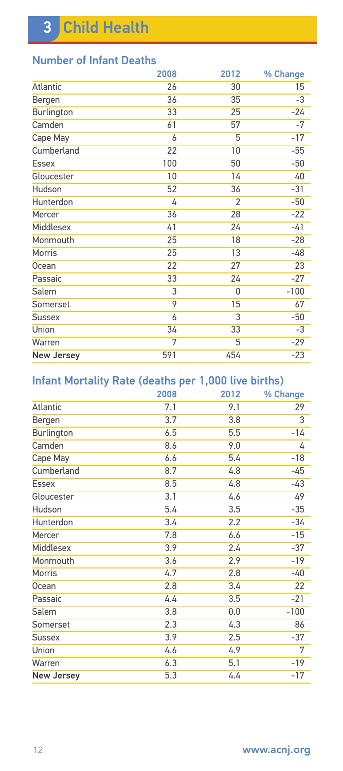# 3 Child Health

## Number of Infant Deaths

| | 2008 | 2012 | % Change |
|---|---|---|---|
| Atlantic | 26 | 30 | 15 |
| Bergen | 36 | 35 | -3 |
| Burlington | 33 | 25 | -24 |
| Camden | 61 | 57 | -7 |
| Cape May | 6 | 5 | -17 |
| Cumberland | 22 | 10 | -55 |
| Essex | 100 | 50 | -50 |
| Gloucester | 10 | 14 | 40 |
| Hudson | 52 | 36 | -31 |
| Hunterdon | 4 | 2 | -50 |
| Mercer | 36 | 28 | -22 |
| Middlesex | 41 | 24 | -41 |
| Monmouth | 25 | 18 | -28 |
| Morris | 25 | 13 | -48 |
| Ocean | 22 | 27 | 23 |
| Passaic | 33 | 24 | -27 |
| Salem | 3 | 0 | -100 |
| Somerset | 9 | 15 | 67 |
| Sussex | 6 | 3 | -50 |
| Union | 34 | 33 | -3 |
| Warren | 7 | 5 | -29 |
| **New Jersey** | 591 | 454 | -23 |

## Infant Mortality Rate (deaths per 1,000 live births)

| | 2008 | 2012 | % Change |
|---|---|---|---|
| Atlantic | 7.1 | 9.1 | 29 |
| Bergen | 3.7 | 3.8 | 3 |
| Burlington | 6.5 | 5.5 | -14 |
| Camden | 8.6 | 9.0 | 4 |
| Cape May | 6.6 | 5.4 | -18 |
| Cumberland | 8.7 | 4.8 | -45 |
| Essex | 8.5 | 4.8 | -43 |
| Gloucester | 3.1 | 4.6 | 49 |
| Hudson | 5.4 | 3.5 | -35 |
| Hunterdon | 3.4 | 2.2 | -34 |
| Mercer | 7.8 | 6.6 | -15 |
| Middlesex | 3.9 | 2.4 | -37 |
| Monmouth | 3.6 | 2.9 | -19 |
| Morris | 4.7 | 2.8 | -40 |
| Ocean | 2.8 | 3.4 | 22 |
| Passaic | 4.4 | 3.5 | -21 |
| Salem | 3.8 | 0.0 | -100 |
| Somerset | 2.3 | 4.3 | 86 |
| Sussex | 3.9 | 2.5 | -37 |
| Union | 4.6 | 4.9 | 7 |
| Warren | 6.3 | 5.1 | -19 |
| **New Jersey** | 5.3 | 4.4 | -17 |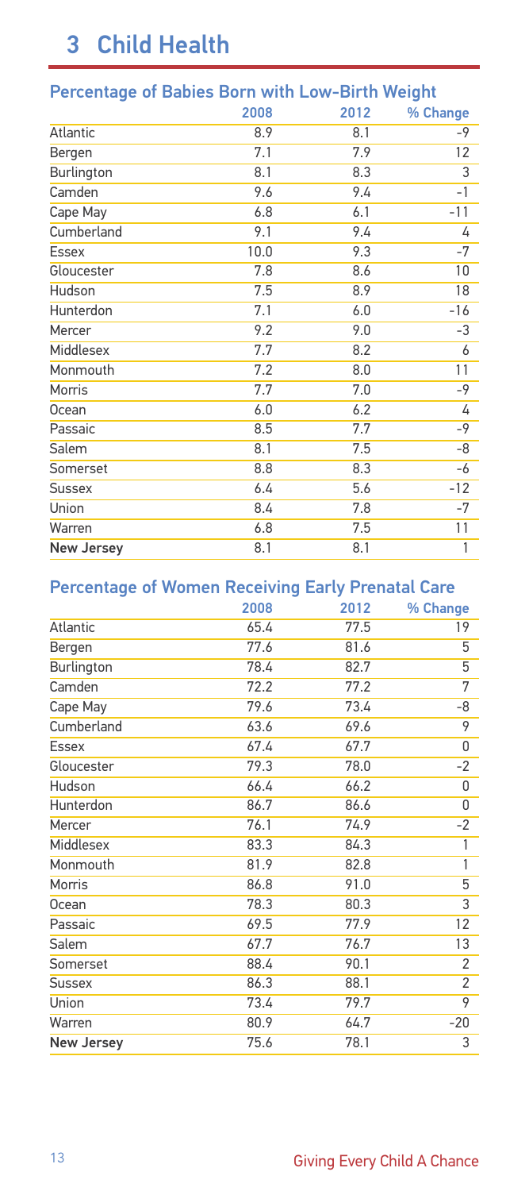# 3 Child Health

## Percentage of Babies Born with Low-Birth Weight

| | 2008 | 2012 | % Change |
|---|---|---|---|
| Atlantic | 8.9 | 8.1 | -9 |
| Bergen | 7.1 | 7.9 | 12 |
| Burlington | 8.1 | 8.3 | 3 |
| Camden | 9.6 | 9.4 | -1 |
| Cape May | 6.8 | 6.1 | -11 |
| Cumberland | 9.1 | 9.4 | 4 |
| Essex | 10.0 | 9.3 | -7 |
| Gloucester | 7.8 | 8.6 | 10 |
| Hudson | 7.5 | 8.9 | 18 |
| Hunterdon | 7.1 | 6.0 | -16 |
| Mercer | 9.2 | 9.0 | -3 |
| Middlesex | 7.7 | 8.2 | 6 |
| Monmouth | 7.2 | 8.0 | 11 |
| Morris | 7.7 | 7.0 | -9 |
| Ocean | 6.0 | 6.2 | 4 |
| Passaic | 8.5 | 7.7 | -9 |
| Salem | 8.1 | 7.5 | -8 |
| Somerset | 8.8 | 8.3 | -6 |
| Sussex | 6.4 | 5.6 | -12 |
| Union | 8.4 | 7.8 | -7 |
| Warren | 6.8 | 7.5 | 11 |
| **New Jersey** | 8.1 | 8.1 | 1 |

## Percentage of Women Receiving Early Prenatal Care

| | 2008 | 2012 | % Change |
|---|---|---|---|
| Atlantic | 65.4 | 77.5 | 19 |
| Bergen | 77.6 | 81.6 | 5 |
| Burlington | 78.4 | 82.7 | 5 |
| Camden | 72.2 | 77.2 | 7 |
| Cape May | 79.6 | 73.4 | -8 |
| Cumberland | 63.6 | 69.6 | 9 |
| Essex | 67.4 | 67.7 | 0 |
| Gloucester | 79.3 | 78.0 | -2 |
| Hudson | 66.4 | 66.2 | 0 |
| Hunterdon | 86.7 | 86.6 | 0 |
| Mercer | 76.1 | 74.9 | -2 |
| Middlesex | 83.3 | 84.3 | 1 |
| Monmouth | 81.9 | 82.8 | 1 |
| Morris | 86.8 | 91.0 | 5 |
| Ocean | 78.3 | 80.3 | 3 |
| Passaic | 69.5 | 77.9 | 12 |
| Salem | 67.7 | 76.7 | 13 |
| Somerset | 88.4 | 90.1 | 2 |
| Sussex | 86.3 | 88.1 | 2 |
| Union | 73.4 | 79.7 | 9 |
| Warren | 80.9 | 64.7 | -20 |
| **New Jersey** | 75.6 | 78.1 | 3 |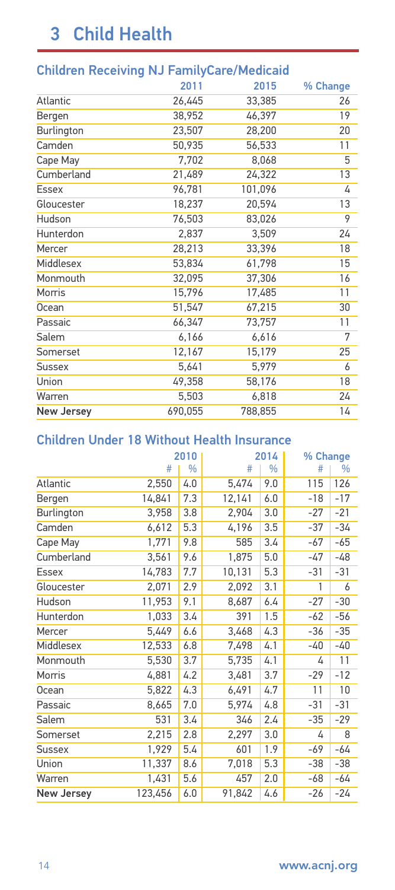# 3 Child Health

## Children Receiving NJ FamilyCare/Medicaid

| | 2011 | 2015 | % Change |
|---|---|---|---|
| Atlantic | 26,445 | 33,385 | 26 |
| Bergen | 38,952 | 46,397 | 19 |
| Burlington | 23,507 | 28,200 | 20 |
| Camden | 50,935 | 56,533 | 11 |
| Cape May | 7,702 | 8,068 | 5 |
| Cumberland | 21,489 | 24,322 | 13 |
| Essex | 96,781 | 101,096 | 4 |
| Gloucester | 18,237 | 20,594 | 13 |
| Hudson | 76,503 | 83,026 | 9 |
| Hunterdon | 2,837 | 3,509 | 24 |
| Mercer | 28,213 | 33,396 | 18 |
| Middlesex | 53,834 | 61,798 | 15 |
| Monmouth | 32,095 | 37,306 | 16 |
| Morris | 15,796 | 17,485 | 11 |
| Ocean | 51,547 | 67,215 | 30 |
| Passaic | 66,347 | 73,757 | 11 |
| Salem | 6,166 | 6,616 | 7 |
| Somerset | 12,167 | 15,179 | 25 |
| Sussex | 5,641 | 5,979 | 6 |
| Union | 49,358 | 58,176 | 18 |
| Warren | 5,503 | 6,818 | 24 |
| **New Jersey** | 690,055 | 788,855 | 14 |

## Children Under 18 Without Health Insurance

| | 2010 | | 2014 | | % Change | |
|---|---|---|---|---|---|---|
| | # | % | # | % | # | % |
| Atlantic | 2,550 | 4.0 | 5,474 | 9.0 | 115 | 126 |
| Bergen | 14,841 | 7.3 | 12,141 | 6.0 | -18 | -17 |
| Burlington | 3,958 | 3.8 | 2,904 | 3.0 | -27 | -21 |
| Camden | 6,612 | 5.3 | 4,196 | 3.5 | -37 | -34 |
| Cape May | 1,771 | 9.8 | 585 | 3.4 | -67 | -65 |
| Cumberland | 3,561 | 9.6 | 1,875 | 5.0 | -47 | -48 |
| Essex | 14,783 | 7.7 | 10,131 | 5.3 | -31 | -31 |
| Gloucester | 2,071 | 2.9 | 2,092 | 3.1 | 1 | 6 |
| Hudson | 11,953 | 9.1 | 8,687 | 6.4 | -27 | -30 |
| Hunterdon | 1,033 | 3.4 | 391 | 1.5 | -62 | -56 |
| Mercer | 5,449 | 6.6 | 3,468 | 4.3 | -36 | -35 |
| Middlesex | 12,533 | 6.8 | 7,498 | 4.1 | -40 | -40 |
| Monmouth | 5,530 | 3.7 | 5,735 | 4.1 | 4 | 11 |
| Morris | 4,881 | 4.2 | 3,481 | 3.7 | -29 | -12 |
| Ocean | 5,822 | 4.3 | 6,491 | 4.7 | 11 | 10 |
| Passaic | 8,665 | 7.0 | 5,974 | 4.8 | -31 | -31 |
| Salem | 531 | 3.4 | 346 | 2.4 | -35 | -29 |
| Somerset | 2,215 | 2.8 | 2,297 | 3.0 | 4 | 8 |
| Sussex | 1,929 | 5.4 | 601 | 1.9 | -69 | -64 |
| Union | 11,337 | 8.6 | 7,018 | 5.3 | -38 | -38 |
| Warren | 1,431 | 5.6 | 457 | 2.0 | -68 | -64 |
| **New Jersey** | 123,456 | 6.0 | 91,842 | 4.6 | -26 | -24 |

www.acnj.org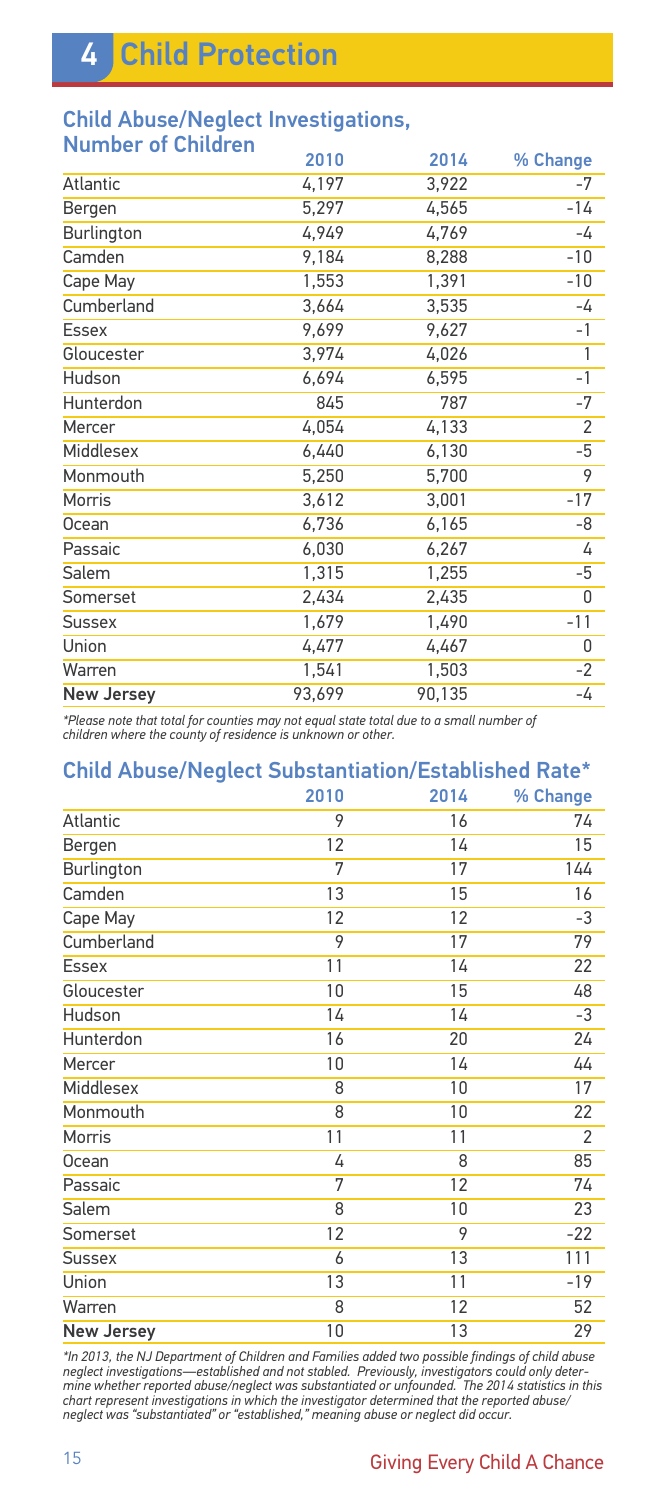# 4 Child Protection

## Child Abuse/Neglect Investigations, Number of Children

| | 2010 | 2014 | % Change |
|---|---|---|---|
| Atlantic | 4,197 | 3,922 | -7 |
| Bergen | 5,297 | 4,565 | -14 |
| Burlington | 4,949 | 4,769 | -4 |
| Camden | 9,184 | 8,288 | -10 |
| Cape May | 1,553 | 1,391 | -10 |
| Cumberland | 3,664 | 3,535 | -4 |
| Essex | 9,699 | 9,627 | -1 |
| Gloucester | 3,974 | 4,026 | 1 |
| Hudson | 6,694 | 6,595 | -1 |
| Hunterdon | 845 | 787 | -7 |
| Mercer | 4,054 | 4,133 | 2 |
| Middlesex | 6,440 | 6,130 | -5 |
| Monmouth | 5,250 | 5,700 | 9 |
| Morris | 3,612 | 3,001 | -17 |
| Ocean | 6,736 | 6,165 | -8 |
| Passaic | 6,030 | 6,267 | 4 |
| Salem | 1,315 | 1,255 | -5 |
| Somerset | 2,434 | 2,435 | 0 |
| Sussex | 1,679 | 1,490 | -11 |
| Union | 4,477 | 4,467 | 0 |
| Warren | 1,541 | 1,503 | -2 |
| **New Jersey** | 93,699 | 90,135 | -4 |

*\*Please note that total for counties may not equal state total due to a small number of children where the county of residence is unknown or other.*

## Child Abuse/Neglect Substantiation/Established Rate*

| | 2010 | 2014 | % Change |
|---|---|---|---|
| Atlantic | 9 | 16 | 74 |
| Bergen | 12 | 14 | 15 |
| Burlington | 7 | 17 | 144 |
| Camden | 13 | 15 | 16 |
| Cape May | 12 | 12 | -3 |
| Cumberland | 9 | 17 | 79 |
| Essex | 11 | 14 | 22 |
| Gloucester | 10 | 15 | 48 |
| Hudson | 14 | 14 | -3 |
| Hunterdon | 16 | 20 | 24 |
| Mercer | 10 | 14 | 44 |
| Middlesex | 8 | 10 | 17 |
| Monmouth | 8 | 10 | 22 |
| Morris | 11 | 11 | 2 |
| Ocean | 4 | 8 | 85 |
| Passaic | 7 | 12 | 74 |
| Salem | 8 | 10 | 23 |
| Somerset | 12 | 9 | -22 |
| Sussex | 6 | 13 | 111 |
| Union | 13 | 11 | -19 |
| Warren | 8 | 12 | 52 |
| **New Jersey** | 10 | 13 | 29 |

*\*In 2013, the NJ Department of Children and Families added two possible findings of child abuse neglect investigations—established and not stabled. Previously, investigators could only determine whether reported abuse/neglect was substantiated or unfounded. The 2014 statistics in this chart represent investigations in which the investigator determined that the reported abuse/neglect was "substantiated" or "established," meaning abuse or neglect did occur.*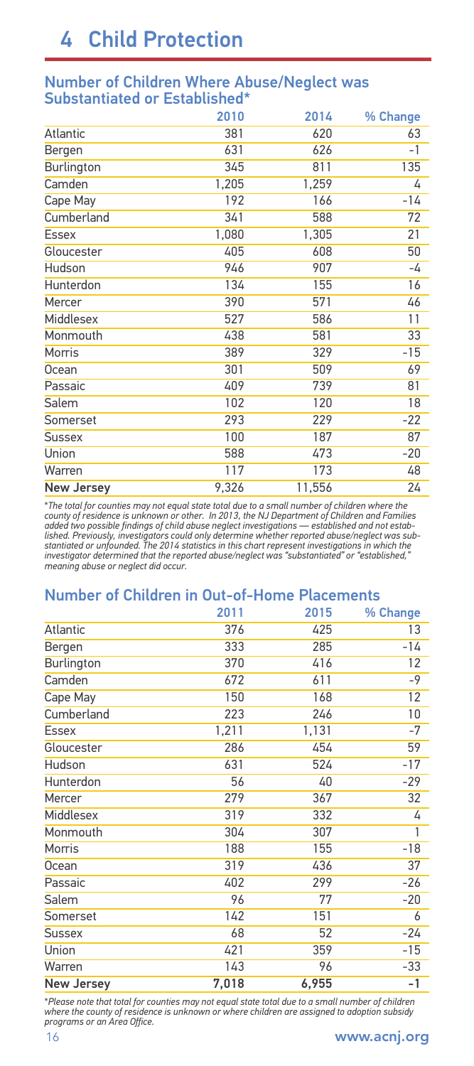# 4 Child Protection

## Number of Children Where Abuse/Neglect was Substantiated or Established*

| | 2010 | 2014 | % Change |
|---|---|---|---|
| Atlantic | 381 | 620 | 63 |
| Bergen | 631 | 626 | -1 |
| Burlington | 345 | 811 | 135 |
| Camden | 1,205 | 1,259 | 4 |
| Cape May | 192 | 166 | -14 |
| Cumberland | 341 | 588 | 72 |
| Essex | 1,080 | 1,305 | 21 |
| Gloucester | 405 | 608 | 50 |
| Hudson | 946 | 907 | -4 |
| Hunterdon | 134 | 155 | 16 |
| Mercer | 390 | 571 | 46 |
| Middlesex | 527 | 586 | 11 |
| Monmouth | 438 | 581 | 33 |
| Morris | 389 | 329 | -15 |
| Ocean | 301 | 509 | 69 |
| Passaic | 409 | 739 | 81 |
| Salem | 102 | 120 | 18 |
| Somerset | 293 | 229 | -22 |
| Sussex | 100 | 187 | 87 |
| Union | 588 | 473 | -20 |
| Warren | 117 | 173 | 48 |
| **New Jersey** | 9,326 | 11,556 | 24 |

*\*The total for counties may not equal state total due to a small number of children where the county of residence is unknown or other. In 2013, the NJ Department of Children and Families added two possible findings of child abuse neglect investigations — established and not established. Previously, investigators could only determine whether reported abuse/neglect was substantiated or unfounded. The 2014 statistics in this chart represent investigations in which the investigator determined that the reported abuse/neglect was "substantiated" or "established," meaning abuse or neglect did occur.*

## Number of Children in Out-of-Home Placements

| | 2011 | 2015 | % Change |
|---|---|---|---|
| Atlantic | 376 | 425 | 13 |
| Bergen | 333 | 285 | -14 |
| Burlington | 370 | 416 | 12 |
| Camden | 672 | 611 | -9 |
| Cape May | 150 | 168 | 12 |
| Cumberland | 223 | 246 | 10 |
| Essex | 1,211 | 1,131 | -7 |
| Gloucester | 286 | 454 | 59 |
| Hudson | 631 | 524 | -17 |
| Hunterdon | 56 | 40 | -29 |
| Mercer | 279 | 367 | 32 |
| Middlesex | 319 | 332 | 4 |
| Monmouth | 304 | 307 | 1 |
| Morris | 188 | 155 | -18 |
| Ocean | 319 | 436 | 37 |
| Passaic | 402 | 299 | -26 |
| Salem | 96 | 77 | -20 |
| Somerset | 142 | 151 | 6 |
| Sussex | 68 | 52 | -24 |
| Union | 421 | 359 | -15 |
| Warren | 143 | 96 | -33 |
| **New Jersey** | 7,018 | 6,955 | -1 |

*\*Please note that total for counties may not equal state total due to a small number of children where the county of residence is unknown or where children are assigned to adoption subsidy programs or an Area Office.*

www.acnj.org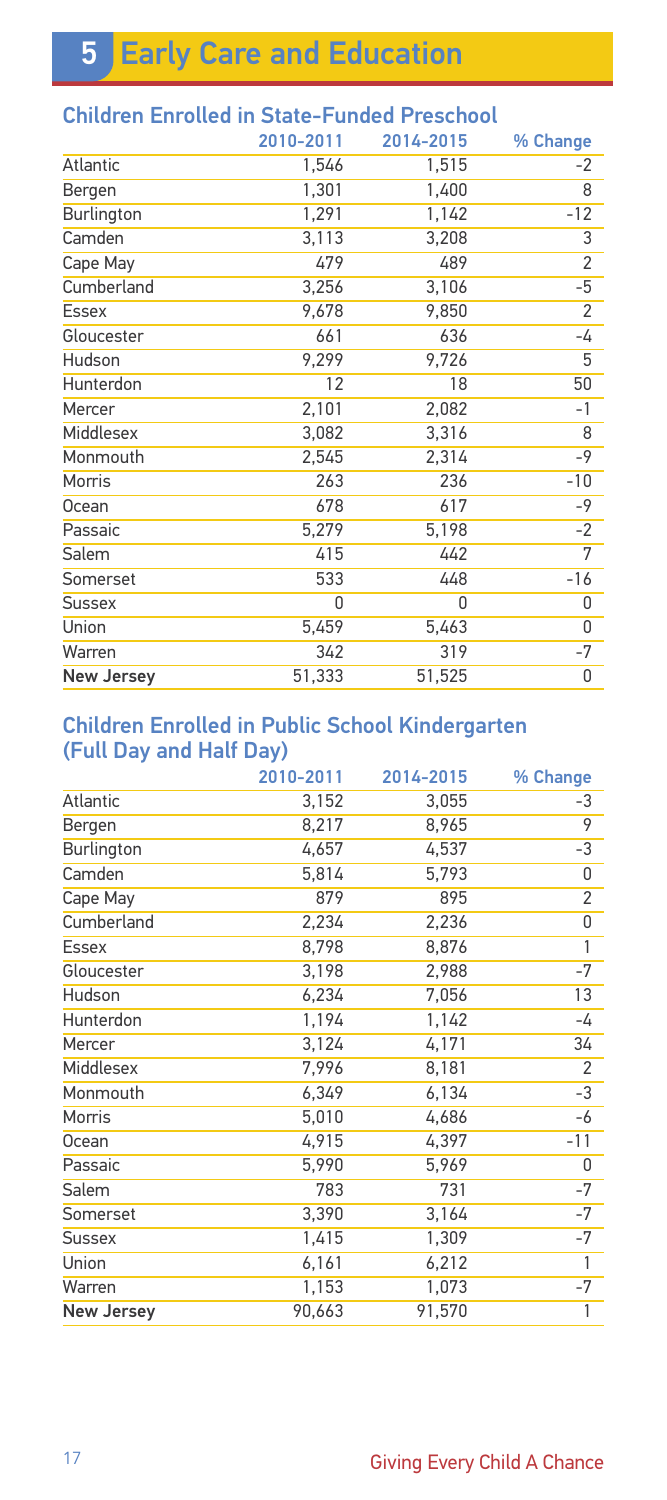# 5 Early Care and Education

## Children Enrolled in State-Funded Preschool

| | 2010-2011 | 2014-2015 | % Change |
|---|---|---|---|
| Atlantic | 1,546 | 1,515 | -2 |
| Bergen | 1,301 | 1,400 | 8 |
| Burlington | 1,291 | 1,142 | -12 |
| Camden | 3,113 | 3,208 | 3 |
| Cape May | 479 | 489 | 2 |
| Cumberland | 3,256 | 3,106 | -5 |
| Essex | 9,678 | 9,850 | 2 |
| Gloucester | 661 | 636 | -4 |
| Hudson | 9,299 | 9,726 | 5 |
| Hunterdon | 12 | 18 | 50 |
| Mercer | 2,101 | 2,082 | -1 |
| Middlesex | 3,082 | 3,316 | 8 |
| Monmouth | 2,545 | 2,314 | -9 |
| Morris | 263 | 236 | -10 |
| Ocean | 678 | 617 | -9 |
| Passaic | 5,279 | 5,198 | -2 |
| Salem | 415 | 442 | 7 |
| Somerset | 533 | 448 | -16 |
| Sussex | 0 | 0 | 0 |
| Union | 5,459 | 5,463 | 0 |
| Warren | 342 | 319 | -7 |
| **New Jersey** | 51,333 | 51,525 | 0 |

## Children Enrolled in Public School Kindergarten (Full Day and Half Day)

| | 2010-2011 | 2014-2015 | % Change |
|---|---|---|---|
| Atlantic | 3,152 | 3,055 | -3 |
| Bergen | 8,217 | 8,965 | 9 |
| Burlington | 4,657 | 4,537 | -3 |
| Camden | 5,814 | 5,793 | 0 |
| Cape May | 879 | 895 | 2 |
| Cumberland | 2,234 | 2,236 | 0 |
| Essex | 8,798 | 8,876 | 1 |
| Gloucester | 3,198 | 2,988 | -7 |
| Hudson | 6,234 | 7,056 | 13 |
| Hunterdon | 1,194 | 1,142 | -4 |
| Mercer | 3,124 | 4,171 | 34 |
| Middlesex | 7,996 | 8,181 | 2 |
| Monmouth | 6,349 | 6,134 | -3 |
| Morris | 5,010 | 4,686 | -6 |
| Ocean | 4,915 | 4,397 | -11 |
| Passaic | 5,990 | 5,969 | 0 |
| Salem | 783 | 731 | -7 |
| Somerset | 3,390 | 3,164 | -7 |
| Sussex | 1,415 | 1,309 | -7 |
| Union | 6,161 | 6,212 | 1 |
| Warren | 1,153 | 1,073 | -7 |
| **New Jersey** | 90,663 | 91,570 | 1 |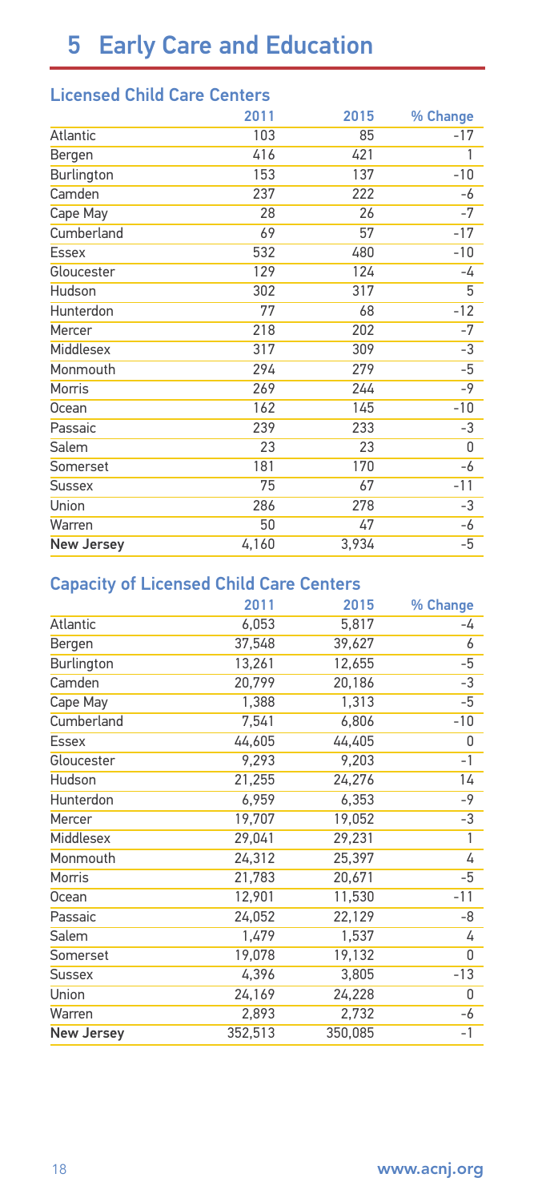# 5 Early Care and Education

## Licensed Child Care Centers

| | 2011 | 2015 | % Change |
|---|---|---|---|
| Atlantic | 103 | 85 | -17 |
| Bergen | 416 | 421 | 1 |
| Burlington | 153 | 137 | -10 |
| Camden | 237 | 222 | -6 |
| Cape May | 28 | 26 | -7 |
| Cumberland | 69 | 57 | -17 |
| Essex | 532 | 480 | -10 |
| Gloucester | 129 | 124 | -4 |
| Hudson | 302 | 317 | 5 |
| Hunterdon | 77 | 68 | -12 |
| Mercer | 218 | 202 | -7 |
| Middlesex | 317 | 309 | -3 |
| Monmouth | 294 | 279 | -5 |
| Morris | 269 | 244 | -9 |
| Ocean | 162 | 145 | -10 |
| Passaic | 239 | 233 | -3 |
| Salem | 23 | 23 | 0 |
| Somerset | 181 | 170 | -6 |
| Sussex | 75 | 67 | -11 |
| Union | 286 | 278 | -3 |
| Warren | 50 | 47 | -6 |
| **New Jersey** | 4,160 | 3,934 | -5 |

## Capacity of Licensed Child Care Centers

| | 2011 | 2015 | % Change |
|---|---|---|---|
| Atlantic | 6,053 | 5,817 | -4 |
| Bergen | 37,548 | 39,627 | 6 |
| Burlington | 13,261 | 12,655 | -5 |
| Camden | 20,799 | 20,186 | -3 |
| Cape May | 1,388 | 1,313 | -5 |
| Cumberland | 7,541 | 6,806 | -10 |
| Essex | 44,605 | 44,405 | 0 |
| Gloucester | 9,293 | 9,203 | -1 |
| Hudson | 21,255 | 24,276 | 14 |
| Hunterdon | 6,959 | 6,353 | -9 |
| Mercer | 19,707 | 19,052 | -3 |
| Middlesex | 29,041 | 29,231 | 1 |
| Monmouth | 24,312 | 25,397 | 4 |
| Morris | 21,783 | 20,671 | -5 |
| Ocean | 12,901 | 11,530 | -11 |
| Passaic | 24,052 | 22,129 | -8 |
| Salem | 1,479 | 1,537 | 4 |
| Somerset | 19,078 | 19,132 | 0 |
| Sussex | 4,396 | 3,805 | -13 |
| Union | 24,169 | 24,228 | 0 |
| Warren | 2,893 | 2,732 | -6 |
| **New Jersey** | 352,513 | 350,085 | -1 |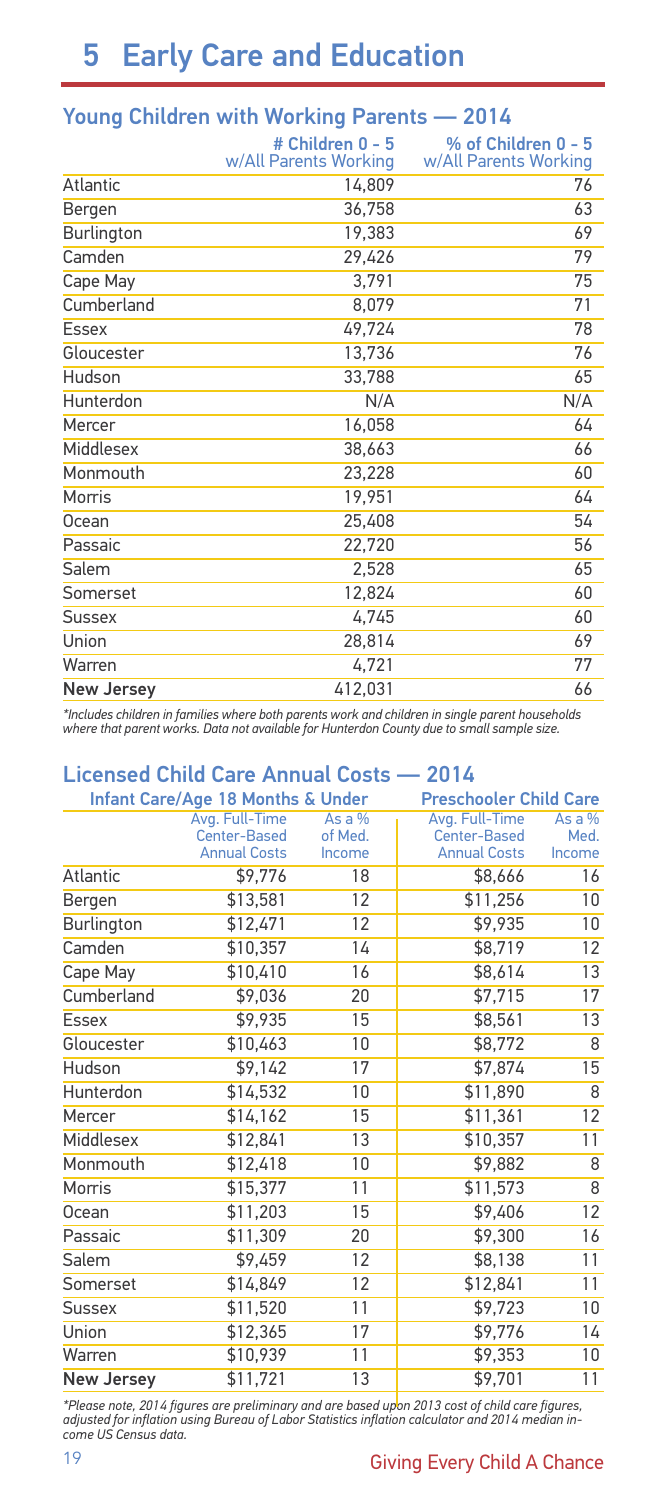# 5 Early Care and Education

## Young Children with Working Parents — 2014

| | # Children 0 - 5 w/All Parents Working | % of Children 0 - 5 w/All Parents Working |
|---|---|---|
| Atlantic | 14,809 | 76 |
| Bergen | 36,758 | 63 |
| Burlington | 19,383 | 69 |
| Camden | 29,426 | 79 |
| Cape May | 3,791 | 75 |
| Cumberland | 8,079 | 71 |
| Essex | 49,724 | 78 |
| Gloucester | 13,736 | 76 |
| Hudson | 33,788 | 65 |
| Hunterdon | N/A | N/A |
| Mercer | 16,058 | 64 |
| Middlesex | 38,663 | 66 |
| Monmouth | 23,228 | 60 |
| Morris | 19,951 | 64 |
| Ocean | 25,408 | 54 |
| Passaic | 22,720 | 56 |
| Salem | 2,528 | 65 |
| Somerset | 12,824 | 60 |
| Sussex | 4,745 | 60 |
| Union | 28,814 | 69 |
| Warren | 4,721 | 77 |
| **New Jersey** | 412,031 | 66 |

*\*Includes children in families where both parents work and children in single parent households where that parent works. Data not available for Hunterdon County due to small sample size.*

## Licensed Child Care Annual Costs — 2014

| | Infant Care/Age 18 Months & Under | | Preschooler Child Care | |
|---|---|---|---|---|
| | Avg. Full-Time Center-Based Annual Costs | As a % of Med. Income | Avg. Full-Time Center-Based Annual Costs | As a % Med. Income |
| Atlantic | $9,776 | 18 | $8,666 | 16 |
| Bergen | $13,581 | 12 | $11,256 | 10 |
| Burlington | $12,471 | 12 | $9,935 | 10 |
| Camden | $10,357 | 14 | $8,719 | 12 |
| Cape May | $10,410 | 16 | $8,614 | 13 |
| Cumberland | $9,036 | 20 | $7,715 | 17 |
| Essex | $9,935 | 15 | $8,561 | 13 |
| Gloucester | $10,463 | 10 | $8,772 | 8 |
| Hudson | $9,142 | 17 | $7,874 | 15 |
| Hunterdon | $14,532 | 10 | $11,890 | 8 |
| Mercer | $14,162 | 15 | $11,361 | 12 |
| Middlesex | $12,841 | 13 | $10,357 | 11 |
| Monmouth | $12,418 | 10 | $9,882 | 8 |
| Morris | $15,377 | 11 | $11,573 | 8 |
| Ocean | $11,203 | 15 | $9,406 | 12 |
| Passaic | $11,309 | 20 | $9,300 | 16 |
| Salem | $9,459 | 12 | $8,138 | 11 |
| Somerset | $14,849 | 12 | $12,841 | 11 |
| Sussex | $11,520 | 11 | $9,723 | 10 |
| Union | $12,365 | 17 | $9,776 | 14 |
| Warren | $10,939 | 11 | $9,353 | 10 |
| **New Jersey** | $11,721 | 13 | $9,701 | 11 |

*\*Please note, 2014 figures are preliminary and are based upon 2013 cost of child care figures, adjusted for inflation using Bureau of Labor Statistics inflation calculator and 2014 median income US Census data.*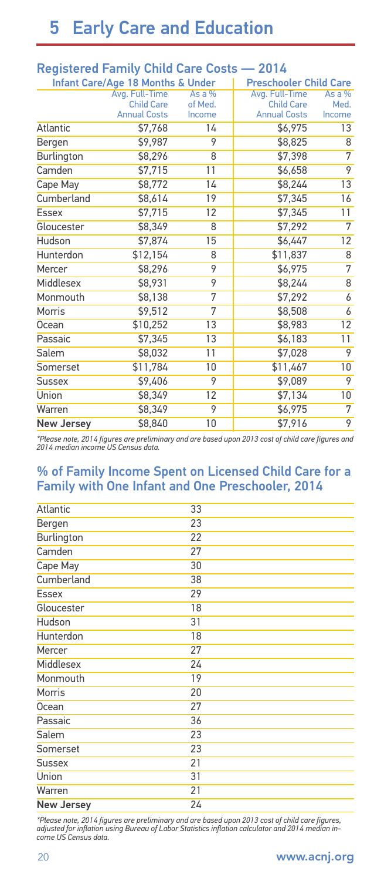# 5 Early Care and Education

## Registered Family Child Care Costs — 2014

| | Infant Care/Age 18 Months & Under | | Preschooler Child Care | |
|---|---|---|---|---|
| | Avg. Full-Time Child Care Annual Costs | As a % of Med. Income | Avg. Full-Time Child Care Annual Costs | As a % Med. Income |
| Atlantic | $7,768 | 14 | $6,975 | 13 |
| Bergen | $9,987 | 9 | $8,825 | 8 |
| Burlington | $8,296 | 8 | $7,398 | 7 |
| Camden | $7,715 | 11 | $6,658 | 9 |
| Cape May | $8,772 | 14 | $8,244 | 13 |
| Cumberland | $8,614 | 19 | $7,345 | 16 |
| Essex | $7,715 | 12 | $7,345 | 11 |
| Gloucester | $8,349 | 8 | $7,292 | 7 |
| Hudson | $7,874 | 15 | $6,447 | 12 |
| Hunterdon | $12,154 | 8 | $11,837 | 8 |
| Mercer | $8,296 | 9 | $6,975 | 7 |
| Middlesex | $8,931 | 9 | $8,244 | 8 |
| Monmouth | $8,138 | 7 | $7,292 | 6 |
| Morris | $9,512 | 7 | $8,508 | 6 |
| Ocean | $10,252 | 13 | $8,983 | 12 |
| Passaic | $7,345 | 13 | $6,183 | 11 |
| Salem | $8,032 | 11 | $7,028 | 9 |
| Somerset | $11,784 | 10 | $11,467 | 10 |
| Sussex | $9,406 | 9 | $9,089 | 9 |
| Union | $8,349 | 12 | $7,134 | 10 |
| Warren | $8,349 | 9 | $6,975 | 7 |
| **New Jersey** | $8,840 | 10 | $7,916 | 9 |

*\*Please note, 2014 figures are preliminary and are based upon 2013 cost of child care figures and 2014 median income US Census data.*

## % of Family Income Spent on Licensed Child Care for a Family with One Infant and One Preschooler, 2014

| | |
|---|---|
| Atlantic | 33 |
| Bergen | 23 |
| Burlington | 22 |
| Camden | 27 |
| Cape May | 30 |
| Cumberland | 38 |
| Essex | 29 |
| Gloucester | 18 |
| Hudson | 31 |
| Hunterdon | 18 |
| Mercer | 27 |
| Middlesex | 24 |
| Monmouth | 19 |
| Morris | 20 |
| Ocean | 27 |
| Passaic | 36 |
| Salem | 23 |
| Somerset | 23 |
| Sussex | 21 |
| Union | 31 |
| Warren | 21 |
| **New Jersey** | 24 |

*\*Please note, 2014 figures are preliminary and are based upon 2013 cost of child care figures, adjusted for inflation using Bureau of Labor Statistics inflation calculator and 2014 median income US Census data.*

www.acnj.org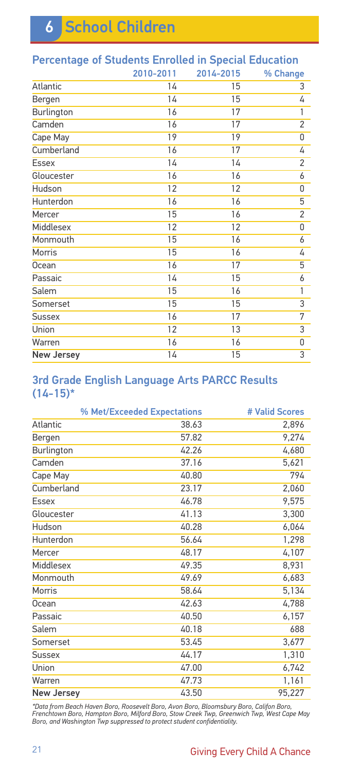# 6 School Children

## Percentage of Students Enrolled in Special Education

| | 2010-2011 | 2014-2015 | % Change |
|---|---|---|---|
| Atlantic | 14 | 15 | 3 |
| Bergen | 14 | 15 | 4 |
| Burlington | 16 | 17 | 1 |
| Camden | 16 | 17 | 2 |
| Cape May | 19 | 19 | 0 |
| Cumberland | 16 | 17 | 4 |
| Essex | 14 | 14 | 2 |
| Gloucester | 16 | 16 | 6 |
| Hudson | 12 | 12 | 0 |
| Hunterdon | 16 | 16 | 5 |
| Mercer | 15 | 16 | 2 |
| Middlesex | 12 | 12 | 0 |
| Monmouth | 15 | 16 | 6 |
| Morris | 15 | 16 | 4 |
| Ocean | 16 | 17 | 5 |
| Passaic | 14 | 15 | 6 |
| Salem | 15 | 16 | 1 |
| Somerset | 15 | 15 | 3 |
| Sussex | 16 | 17 | 7 |
| Union | 12 | 13 | 3 |
| Warren | 16 | 16 | 0 |
| **New Jersey** | 14 | 15 | 3 |

## 3rd Grade English Language Arts PARCC Results (14-15)*

| | % Met/Exceeded Expectations | # Valid Scores |
|---|---|---|
| Atlantic | 38.63 | 2,896 |
| Bergen | 57.82 | 9,274 |
| Burlington | 42.26 | 4,680 |
| Camden | 37.16 | 5,621 |
| Cape May | 40.80 | 794 |
| Cumberland | 23.17 | 2,060 |
| Essex | 46.78 | 9,575 |
| Gloucester | 41.13 | 3,300 |
| Hudson | 40.28 | 6,064 |
| Hunterdon | 56.64 | 1,298 |
| Mercer | 48.17 | 4,107 |
| Middlesex | 49.35 | 8,931 |
| Monmouth | 49.69 | 6,683 |
| Morris | 58.64 | 5,134 |
| Ocean | 42.63 | 4,788 |
| Passaic | 40.50 | 6,157 |
| Salem | 40.18 | 688 |
| Somerset | 53.45 | 3,677 |
| Sussex | 44.17 | 1,310 |
| Union | 47.00 | 6,742 |
| Warren | 47.73 | 1,161 |
| **New Jersey** | 43.50 | 95,227 |

*\*Data from Beach Haven Boro, Roosevelt Boro, Avon Boro, Bloomsbury Boro, Califon Boro, Frenchtown Boro, Hampton Boro, Milford Boro, Stow Creek Twp, Greenwich Twp, West Cape May Boro, and Washington Twp suppressed to protect student confidentiality.*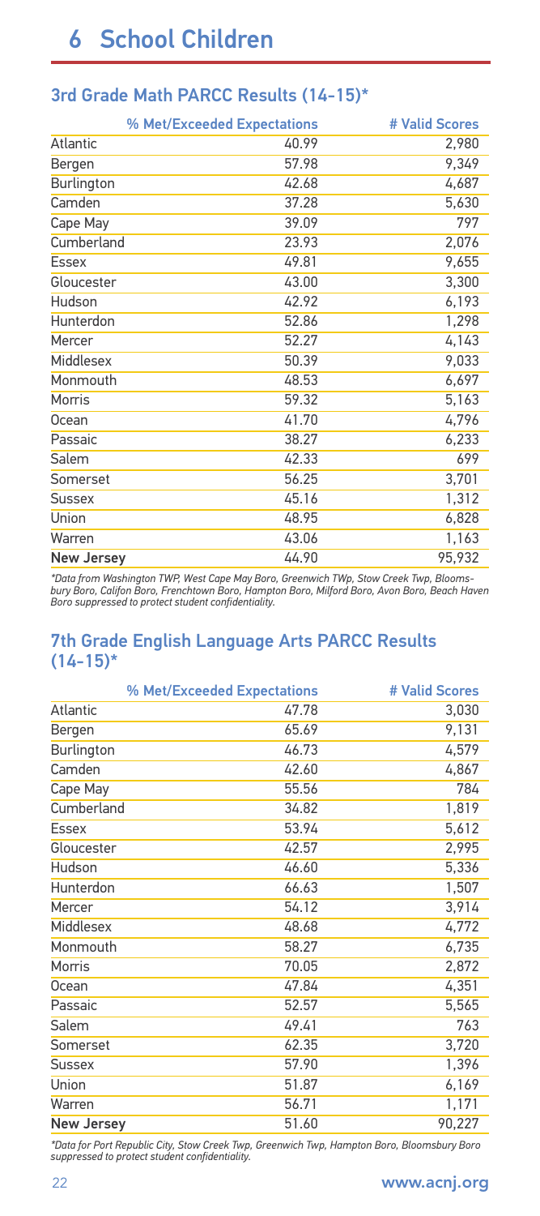# 6 School Children

## 3rd Grade Math PARCC Results (14-15)*

| | % Met/Exceeded Expectations | # Valid Scores |
|---|---|---|
| Atlantic | 40.99 | 2,980 |
| Bergen | 57.98 | 9,349 |
| Burlington | 42.68 | 4,687 |
| Camden | 37.28 | 5,630 |
| Cape May | 39.09 | 797 |
| Cumberland | 23.93 | 2,076 |
| Essex | 49.81 | 9,655 |
| Gloucester | 43.00 | 3,300 |
| Hudson | 42.92 | 6,193 |
| Hunterdon | 52.86 | 1,298 |
| Mercer | 52.27 | 4,143 |
| Middlesex | 50.39 | 9,033 |
| Monmouth | 48.53 | 6,697 |
| Morris | 59.32 | 5,163 |
| Ocean | 41.70 | 4,796 |
| Passaic | 38.27 | 6,233 |
| Salem | 42.33 | 699 |
| Somerset | 56.25 | 3,701 |
| Sussex | 45.16 | 1,312 |
| Union | 48.95 | 6,828 |
| Warren | 43.06 | 1,163 |
| **New Jersey** | 44.90 | 95,932 |

*\*Data from Washington TWP, West Cape May Boro, Greenwich TWp, Stow Creek Twp, Bloomsbury Boro, Califon Boro, Frenchtown Boro, Hampton Boro, Milford Boro, Avon Boro, Beach Haven Boro suppressed to protect student confidentiality.*

## 7th Grade English Language Arts PARCC Results (14-15)*

| | % Met/Exceeded Expectations | # Valid Scores |
|---|---|---|
| Atlantic | 47.78 | 3,030 |
| Bergen | 65.69 | 9,131 |
| Burlington | 46.73 | 4,579 |
| Camden | 42.60 | 4,867 |
| Cape May | 55.56 | 784 |
| Cumberland | 34.82 | 1,819 |
| Essex | 53.94 | 5,612 |
| Gloucester | 42.57 | 2,995 |
| Hudson | 46.60 | 5,336 |
| Hunterdon | 66.63 | 1,507 |
| Mercer | 54.12 | 3,914 |
| Middlesex | 48.68 | 4,772 |
| Monmouth | 58.27 | 6,735 |
| Morris | 70.05 | 2,872 |
| Ocean | 47.84 | 4,351 |
| Passaic | 52.57 | 5,565 |
| Salem | 49.41 | 763 |
| Somerset | 62.35 | 3,720 |
| Sussex | 57.90 | 1,396 |
| Union | 51.87 | 6,169 |
| Warren | 56.71 | 1,171 |
| **New Jersey** | 51.60 | 90,227 |

*\*Data for Port Republic City, Stow Creek Twp, Greenwich Twp, Hampton Boro, Bloomsbury Boro suppressed to protect student confidentiality.*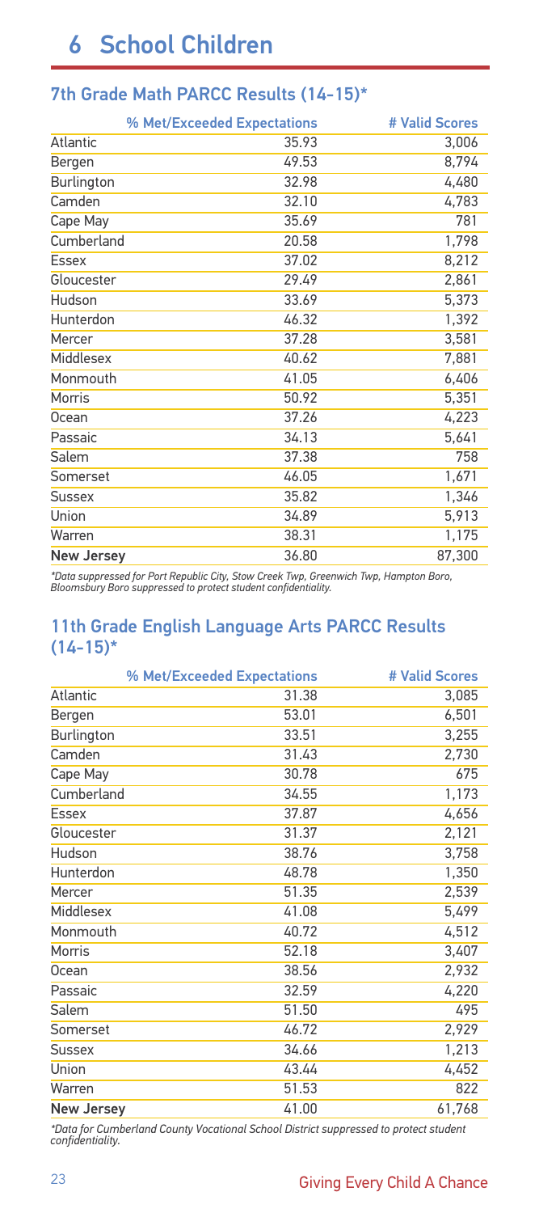# 6 School Children

## 7th Grade Math PARCC Results (14-15)*

| | % Met/Exceeded Expectations | # Valid Scores |
|---|---|---|
| Atlantic | 35.93 | 3,006 |
| Bergen | 49.53 | 8,794 |
| Burlington | 32.98 | 4,480 |
| Camden | 32.10 | 4,783 |
| Cape May | 35.69 | 781 |
| Cumberland | 20.58 | 1,798 |
| Essex | 37.02 | 8,212 |
| Gloucester | 29.49 | 2,861 |
| Hudson | 33.69 | 5,373 |
| Hunterdon | 46.32 | 1,392 |
| Mercer | 37.28 | 3,581 |
| Middlesex | 40.62 | 7,881 |
| Monmouth | 41.05 | 6,406 |
| Morris | 50.92 | 5,351 |
| Ocean | 37.26 | 4,223 |
| Passaic | 34.13 | 5,641 |
| Salem | 37.38 | 758 |
| Somerset | 46.05 | 1,671 |
| Sussex | 35.82 | 1,346 |
| Union | 34.89 | 5,913 |
| Warren | 38.31 | 1,175 |
| **New Jersey** | 36.80 | 87,300 |

*Data suppressed for Port Republic City, Stow Creek Twp, Greenwich Twp, Hampton Boro, Bloomsbury Boro suppressed to protect student confidentiality.*

## 11th Grade English Language Arts PARCC Results (14-15)*

| | % Met/Exceeded Expectations | # Valid Scores |
|---|---|---|
| Atlantic | 31.38 | 3,085 |
| Bergen | 53.01 | 6,501 |
| Burlington | 33.51 | 3,255 |
| Camden | 31.43 | 2,730 |
| Cape May | 30.78 | 675 |
| Cumberland | 34.55 | 1,173 |
| Essex | 37.87 | 4,656 |
| Gloucester | 31.37 | 2,121 |
| Hudson | 38.76 | 3,758 |
| Hunterdon | 48.78 | 1,350 |
| Mercer | 51.35 | 2,539 |
| Middlesex | 41.08 | 5,499 |
| Monmouth | 40.72 | 4,512 |
| Morris | 52.18 | 3,407 |
| Ocean | 38.56 | 2,932 |
| Passaic | 32.59 | 4,220 |
| Salem | 51.50 | 495 |
| Somerset | 46.72 | 2,929 |
| Sussex | 34.66 | 1,213 |
| Union | 43.44 | 4,452 |
| Warren | 51.53 | 822 |
| **New Jersey** | 41.00 | 61,768 |

*Data for Cumberland County Vocational School District suppressed to protect student confidentiality.*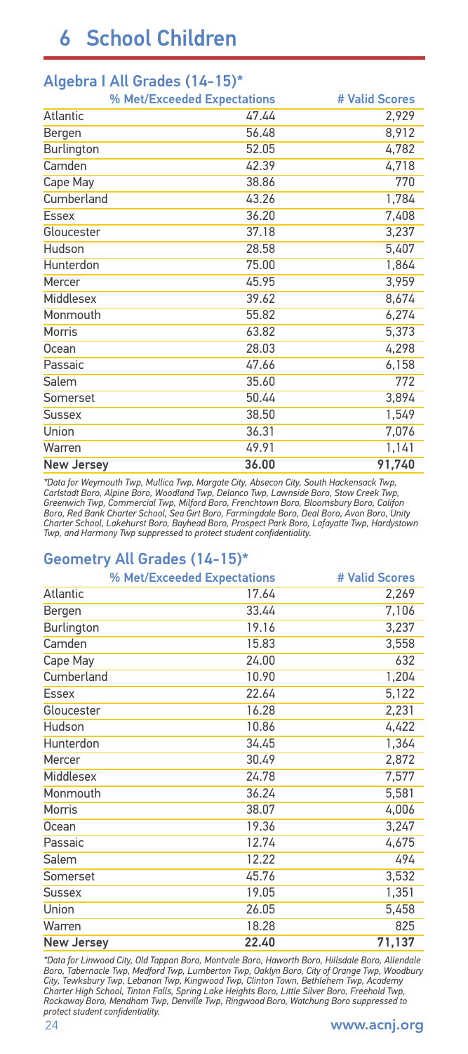# 6 School Children

## Algebra I All Grades (14-15)*

| | % Met/Exceeded Expectations | # Valid Scores |
|---|---|---|
| Atlantic | 47.44 | 2,929 |
| Bergen | 56.48 | 8,912 |
| Burlington | 52.05 | 4,782 |
| Camden | 42.39 | 4,718 |
| Cape May | 38.86 | 770 |
| Cumberland | 43.26 | 1,784 |
| Essex | 36.20 | 7,408 |
| Gloucester | 37.18 | 3,237 |
| Hudson | 28.58 | 5,407 |
| Hunterdon | 75.00 | 1,864 |
| Mercer | 45.95 | 3,959 |
| Middlesex | 39.62 | 8,674 |
| Monmouth | 55.82 | 6,274 |
| Morris | 63.82 | 5,373 |
| Ocean | 28.03 | 4,298 |
| Passaic | 47.66 | 6,158 |
| Salem | 35.60 | 772 |
| Somerset | 50.44 | 3,894 |
| Sussex | 38.50 | 1,549 |
| Union | 36.31 | 7,076 |
| Warren | 49.91 | 1,141 |
| **New Jersey** | **36.00** | **91,740** |

*\*Data for Weymouth Twp, Mullica Twp, Margate City, Absecon City, South Hackensack Twp, Carlstadt Boro, Alpine Boro, Woodland Twp, Delanco Twp, Lawnside Boro, Stow Creek Twp, Greenwich Twp, Commercial Twp, Milford Boro, Frenchtown Boro, Bloomsbury Boro, Califon Boro, Red Bank Charter School, Sea Girt Boro, Farmingdale Boro, Deal Boro, Avon Boro, Unity Charter School, Lakehurst Boro, Bayhead Boro, Prospect Park Boro, Lafayette Twp, Hardystown Twp, and Harmony Twp suppressed to protect student confidentiality.*

## Geometry All Grades (14-15)*

| | % Met/Exceeded Expectations | # Valid Scores |
|---|---|---|
| Atlantic | 17.64 | 2,269 |
| Bergen | 33.44 | 7,106 |
| Burlington | 19.16 | 3,237 |
| Camden | 15.83 | 3,558 |
| Cape May | 24.00 | 632 |
| Cumberland | 10.90 | 1,204 |
| Essex | 22.64 | 5,122 |
| Gloucester | 16.28 | 2,231 |
| Hudson | 10.86 | 4,422 |
| Hunterdon | 34.45 | 1,364 |
| Mercer | 30.49 | 2,872 |
| Middlesex | 24.78 | 7,577 |
| Monmouth | 36.24 | 5,581 |
| Morris | 38.07 | 4,006 |
| Ocean | 19.36 | 3,247 |
| Passaic | 12.74 | 4,675 |
| Salem | 12.22 | 494 |
| Somerset | 45.76 | 3,532 |
| Sussex | 19.05 | 1,351 |
| Union | 26.05 | 5,458 |
| Warren | 18.28 | 825 |
| **New Jersey** | **22.40** | **71,137** |

*\*Data for Linwood City, Old Tappan Boro, Montvale Boro, Haworth Boro, Hillsdale Boro, Allendale Boro, Tabernacle Twp, Medford Twp, Lumberton Twp, Oaklyn Boro, City of Orange Twp, Woodbury City, Tewksbury Twp, Lebanon Twp, Kingwood Twp, Clinton Town, Bethlehem Twp, Academy Charter High School, Tinton Falls, Spring Lake Heights Boro, Little Silver Boro, Freehold Twp, Rockaway Boro, Mendham Twp, Denville Twp, Ringwood Boro, Watchung Boro suppressed to protect student confidentiality.*

www.acnj.org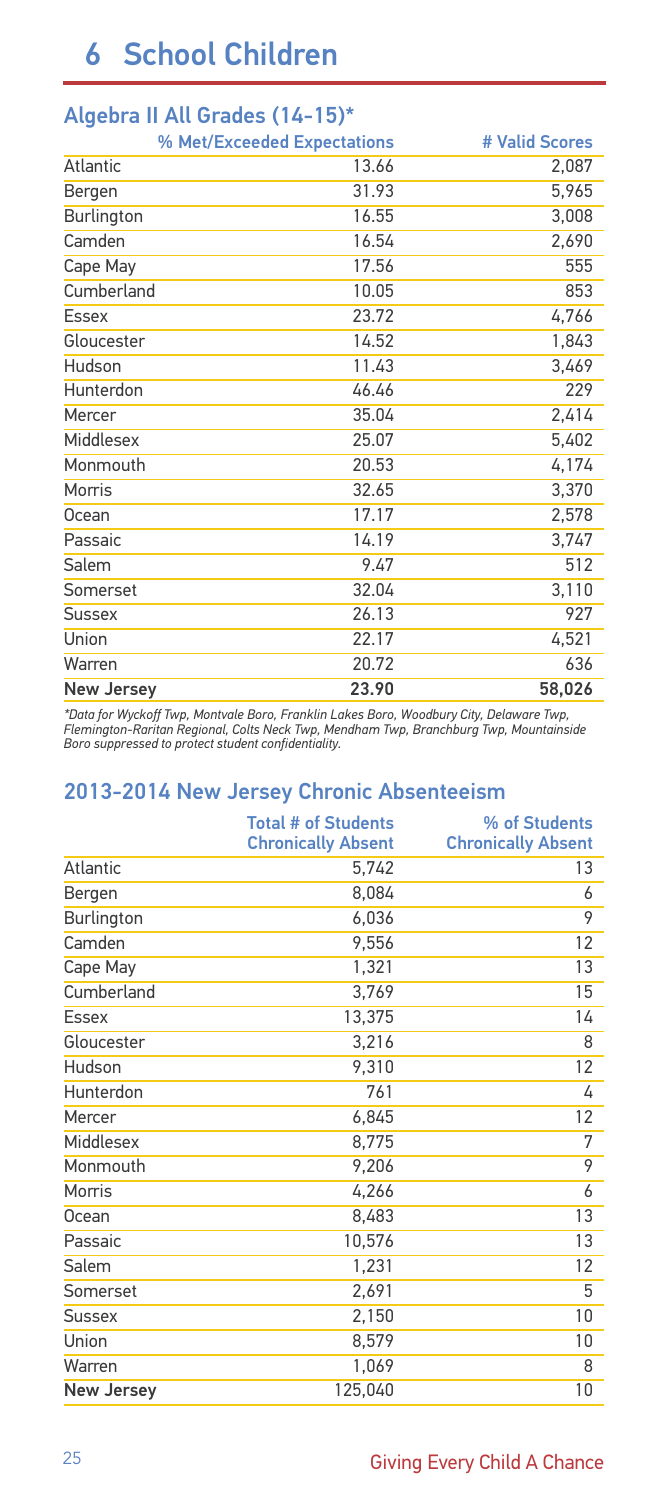# 6 School Children

## Algebra II All Grades (14-15)*

| | % Met/Exceeded Expectations | # Valid Scores |
|---|---|---|
| Atlantic | 13.66 | 2,087 |
| Bergen | 31.93 | 5,965 |
| Burlington | 16.55 | 3,008 |
| Camden | 16.54 | 2,690 |
| Cape May | 17.56 | 555 |
| Cumberland | 10.05 | 853 |
| Essex | 23.72 | 4,766 |
| Gloucester | 14.52 | 1,843 |
| Hudson | 11.43 | 3,469 |
| Hunterdon | 46.46 | 229 |
| Mercer | 35.04 | 2,414 |
| Middlesex | 25.07 | 5,402 |
| Monmouth | 20.53 | 4,174 |
| Morris | 32.65 | 3,370 |
| Ocean | 17.17 | 2,578 |
| Passaic | 14.19 | 3,747 |
| Salem | 9.47 | 512 |
| Somerset | 32.04 | 3,110 |
| Sussex | 26.13 | 927 |
| Union | 22.17 | 4,521 |
| Warren | 20.72 | 636 |
| **New Jersey** | **23.90** | **58,026** |

*\*Data for Wyckoff Twp, Montvale Boro, Franklin Lakes Boro, Woodbury City, Delaware Twp, Flemington-Raritan Regional, Colts Neck Twp, Mendham Twp, Branchburg Twp, Mountainside Boro suppressed to protect student confidentiality.*

## 2013-2014 New Jersey Chronic Absenteeism

| | Total # of Students Chronically Absent | % of Students Chronically Absent |
|---|---|---|
| Atlantic | 5,742 | 13 |
| Bergen | 8,084 | 6 |
| Burlington | 6,036 | 9 |
| Camden | 9,556 | 12 |
| Cape May | 1,321 | 13 |
| Cumberland | 3,769 | 15 |
| Essex | 13,375 | 14 |
| Gloucester | 3,216 | 8 |
| Hudson | 9,310 | 12 |
| Hunterdon | 761 | 4 |
| Mercer | 6,845 | 12 |
| Middlesex | 8,775 | 7 |
| Monmouth | 9,206 | 9 |
| Morris | 4,266 | 6 |
| Ocean | 8,483 | 13 |
| Passaic | 10,576 | 13 |
| Salem | 1,231 | 12 |
| Somerset | 2,691 | 5 |
| Sussex | 2,150 | 10 |
| Union | 8,579 | 10 |
| Warren | 1,069 | 8 |
| **New Jersey** | **125,040** | **10** |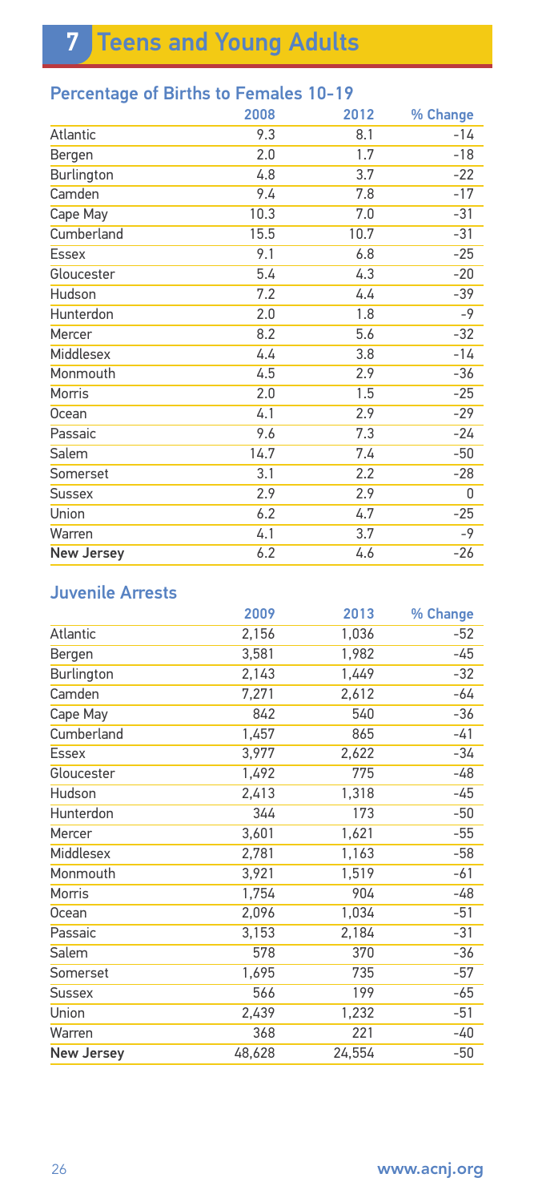# 7 Teens and Young Adults

## Percentage of Births to Females 10-19

| | 2008 | 2012 | % Change |
|---|---|---|---|
| Atlantic | 9.3 | 8.1 | -14 |
| Bergen | 2.0 | 1.7 | -18 |
| Burlington | 4.8 | 3.7 | -22 |
| Camden | 9.4 | 7.8 | -17 |
| Cape May | 10.3 | 7.0 | -31 |
| Cumberland | 15.5 | 10.7 | -31 |
| Essex | 9.1 | 6.8 | -25 |
| Gloucester | 5.4 | 4.3 | -20 |
| Hudson | 7.2 | 4.4 | -39 |
| Hunterdon | 2.0 | 1.8 | -9 |
| Mercer | 8.2 | 5.6 | -32 |
| Middlesex | 4.4 | 3.8 | -14 |
| Monmouth | 4.5 | 2.9 | -36 |
| Morris | 2.0 | 1.5 | -25 |
| Ocean | 4.1 | 2.9 | -29 |
| Passaic | 9.6 | 7.3 | -24 |
| Salem | 14.7 | 7.4 | -50 |
| Somerset | 3.1 | 2.2 | -28 |
| Sussex | 2.9 | 2.9 | 0 |
| Union | 6.2 | 4.7 | -25 |
| Warren | 4.1 | 3.7 | -9 |
| **New Jersey** | 6.2 | 4.6 | -26 |

## Juvenile Arrests

| | 2009 | 2013 | % Change |
|---|---|---|---|
| Atlantic | 2,156 | 1,036 | -52 |
| Bergen | 3,581 | 1,982 | -45 |
| Burlington | 2,143 | 1,449 | -32 |
| Camden | 7,271 | 2,612 | -64 |
| Cape May | 842 | 540 | -36 |
| Cumberland | 1,457 | 865 | -41 |
| Essex | 3,977 | 2,622 | -34 |
| Gloucester | 1,492 | 775 | -48 |
| Hudson | 2,413 | 1,318 | -45 |
| Hunterdon | 344 | 173 | -50 |
| Mercer | 3,601 | 1,621 | -55 |
| Middlesex | 2,781 | 1,163 | -58 |
| Monmouth | 3,921 | 1,519 | -61 |
| Morris | 1,754 | 904 | -48 |
| Ocean | 2,096 | 1,034 | -51 |
| Passaic | 3,153 | 2,184 | -31 |
| Salem | 578 | 370 | -36 |
| Somerset | 1,695 | 735 | -57 |
| Sussex | 566 | 199 | -65 |
| Union | 2,439 | 1,232 | -51 |
| Warren | 368 | 221 | -40 |
| **New Jersey** | 48,628 | 24,554 | -50 |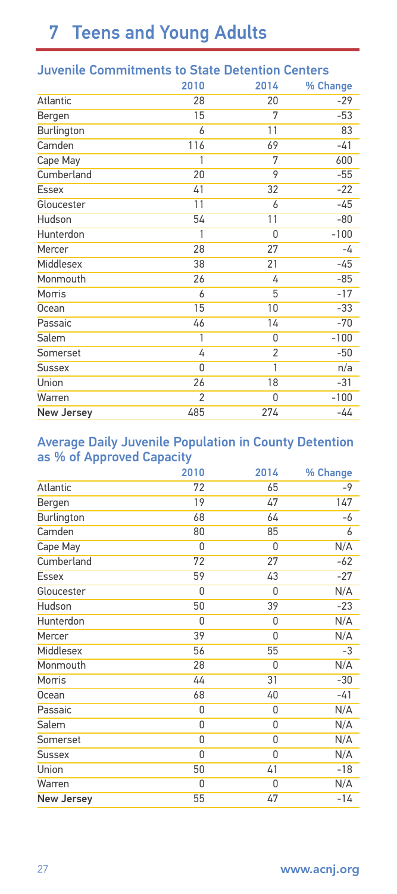# 7 Teens and Young Adults

## Juvenile Commitments to State Detention Centers

| | 2010 | 2014 | % Change |
|---|---|---|---|
| Atlantic | 28 | 20 | -29 |
| Bergen | 15 | 7 | -53 |
| Burlington | 6 | 11 | 83 |
| Camden | 116 | 69 | -41 |
| Cape May | 1 | 7 | 600 |
| Cumberland | 20 | 9 | -55 |
| Essex | 41 | 32 | -22 |
| Gloucester | 11 | 6 | -45 |
| Hudson | 54 | 11 | -80 |
| Hunterdon | 1 | 0 | -100 |
| Mercer | 28 | 27 | -4 |
| Middlesex | 38 | 21 | -45 |
| Monmouth | 26 | 4 | -85 |
| Morris | 6 | 5 | -17 |
| Ocean | 15 | 10 | -33 |
| Passaic | 46 | 14 | -70 |
| Salem | 1 | 0 | -100 |
| Somerset | 4 | 2 | -50 |
| Sussex | 0 | 1 | n/a |
| Union | 26 | 18 | -31 |
| Warren | 2 | 0 | -100 |
| **New Jersey** | 485 | 274 | -44 |

## Average Daily Juvenile Population in County Detention as % of Approved Capacity

| | 2010 | 2014 | % Change |
|---|---|---|---|
| Atlantic | 72 | 65 | -9 |
| Bergen | 19 | 47 | 147 |
| Burlington | 68 | 64 | -6 |
| Camden | 80 | 85 | 6 |
| Cape May | 0 | 0 | N/A |
| Cumberland | 72 | 27 | -62 |
| Essex | 59 | 43 | -27 |
| Gloucester | 0 | 0 | N/A |
| Hudson | 50 | 39 | -23 |
| Hunterdon | 0 | 0 | N/A |
| Mercer | 39 | 0 | N/A |
| Middlesex | 56 | 55 | -3 |
| Monmouth | 28 | 0 | N/A |
| Morris | 44 | 31 | -30 |
| Ocean | 68 | 40 | -41 |
| Passaic | 0 | 0 | N/A |
| Salem | 0 | 0 | N/A |
| Somerset | 0 | 0 | N/A |
| Sussex | 0 | 0 | N/A |
| Union | 50 | 41 | -18 |
| Warren | 0 | 0 | N/A |
| **New Jersey** | 55 | 47 | -14 |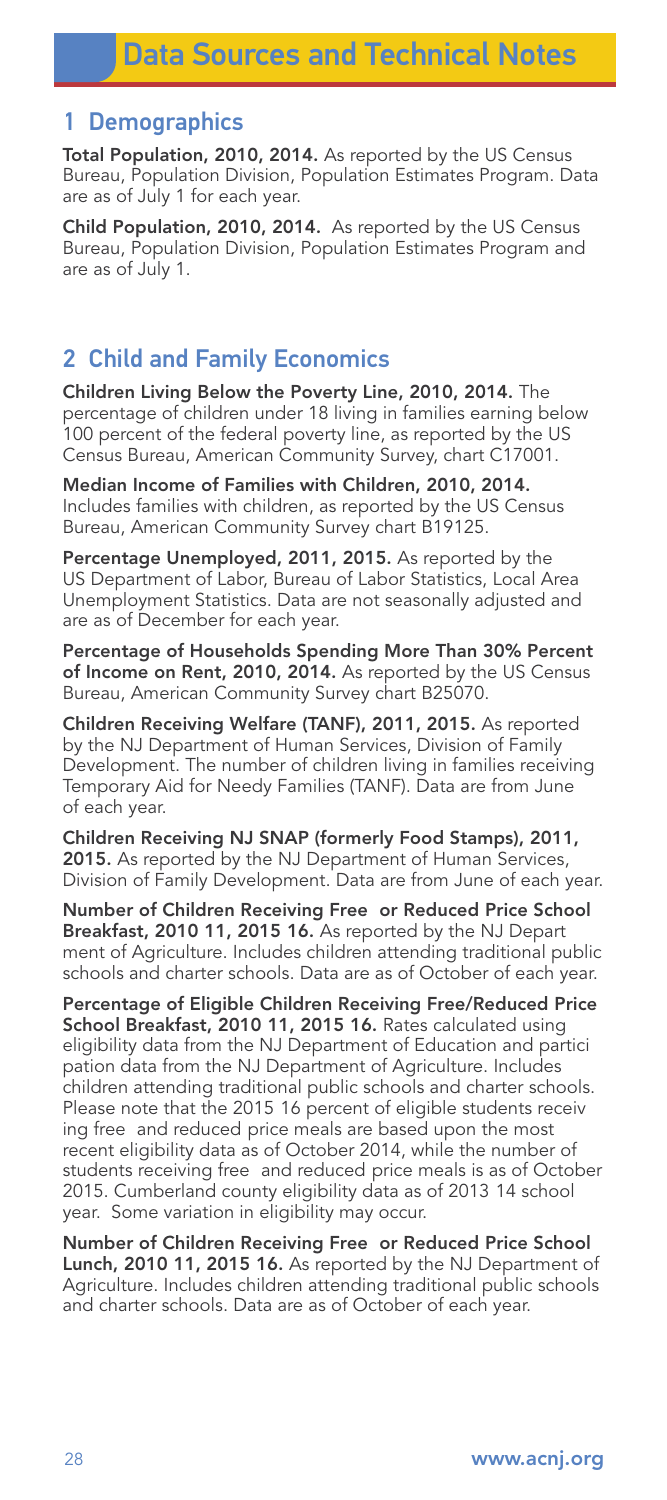# Data Sources and Technical Notes

## 1 Demographics

**Total Population, 2010, 2014.** As reported by the US Census Bureau, Population Division, Population Estimates Program. Data are as of July 1 for each year.

**Child Population, 2010, 2014.** As reported by the US Census Bureau, Population Division, Population Estimates Program and are as of July 1.

## 2 Child and Family Economics

**Children Living Below the Poverty Line, 2010, 2014.** The percentage of children under 18 living in families earning below 100 percent of the federal poverty line, as reported by the US Census Bureau, American Community Survey, chart C17001.

**Median Income of Families with Children, 2010, 2014.** Includes families with children, as reported by the US Census Bureau, American Community Survey chart B19125.

**Percentage Unemployed, 2011, 2015.** As reported by the US Department of Labor, Bureau of Labor Statistics, Local Area Unemployment Statistics. Data are not seasonally adjusted and are as of December for each year.

**Percentage of Households Spending More Than 30% Percent of Income on Rent, 2010, 2014.** As reported by the US Census Bureau, American Community Survey chart B25070.

**Children Receiving Welfare (TANF), 2011, 2015.** As reported by the NJ Department of Human Services, Division of Family Development. The number of children living in families receiving Temporary Aid for Needy Families (TANF). Data are from June of each year.

**Children Receiving NJ SNAP (formerly Food Stamps), 2011, 2015.** As reported by the NJ Department of Human Services, Division of Family Development. Data are from June of each year.

**Number of Children Receiving Free or Reduced Price School Breakfast, 2010 11, 2015 16.** As reported by the NJ Department of Agriculture. Includes children attending traditional public schools and charter schools. Data are as of October of each year.

**Percentage of Eligible Children Receiving Free/Reduced Price School Breakfast, 2010 11, 2015 16.** Rates calculated using eligibility data from the NJ Department of Education and participation data from the NJ Department of Agriculture. Includes children attending traditional public schools and charter schools. Please note that the 2015 16 percent of eligible students receiving free and reduced price meals are based upon the most recent eligibility data as of October 2014, while the number of students receiving free and reduced price meals is as of October 2015. Cumberland county eligibility data as of 2013 14 school year. Some variation in eligibility may occur.

**Number of Children Receiving Free or Reduced Price School Lunch, 2010 11, 2015 16.** As reported by the NJ Department of Agriculture. Includes children attending traditional public schools and charter schools. Data are as of October of each year.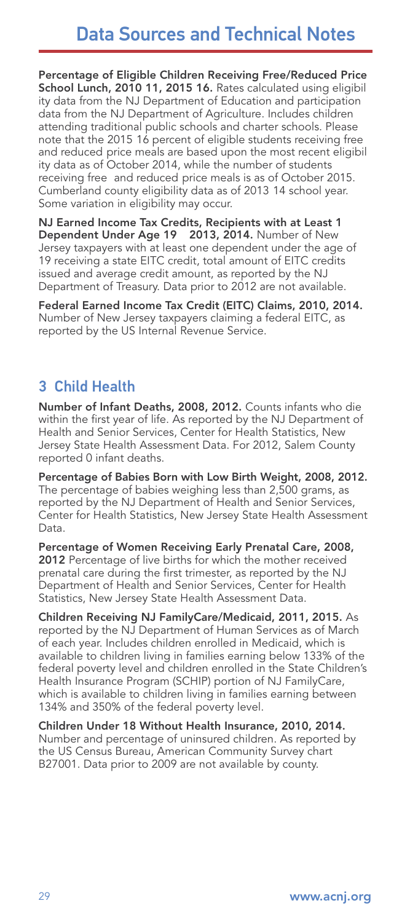# Data Sources and Technical Notes

**Percentage of Eligible Children Receiving Free/Reduced Price School Lunch, 2010 11, 2015 16.** Rates calculated using eligibility data from the NJ Department of Education and participation data from the NJ Department of Agriculture. Includes children attending traditional public schools and charter schools. Please note that the 2015 16 percent of eligible students receiving free and reduced price meals are based upon the most recent eligibility data as of October 2014, while the number of students receiving free and reduced price meals is as of October 2015. Cumberland county eligibility data as of 2013 14 school year. Some variation in eligibility may occur.

**NJ Earned Income Tax Credits, Recipients with at Least 1 Dependent Under Age 19 2013, 2014.** Number of New Jersey taxpayers with at least one dependent under the age of 19 receiving a state EITC credit, total amount of EITC credits issued and average credit amount, as reported by the NJ Department of Treasury. Data prior to 2012 are not available.

**Federal Earned Income Tax Credit (EITC) Claims, 2010, 2014.** Number of New Jersey taxpayers claiming a federal EITC, as reported by the US Internal Revenue Service.

## 3 Child Health

**Number of Infant Deaths, 2008, 2012.** Counts infants who die within the first year of life. As reported by the NJ Department of Health and Senior Services, Center for Health Statistics, New Jersey State Health Assessment Data. For 2012, Salem County reported 0 infant deaths.

**Percentage of Babies Born with Low Birth Weight, 2008, 2012.** The percentage of babies weighing less than 2,500 grams, as reported by the NJ Department of Health and Senior Services, Center for Health Statistics, New Jersey State Health Assessment Data.

**Percentage of Women Receiving Early Prenatal Care, 2008, 2012** Percentage of live births for which the mother received prenatal care during the first trimester, as reported by the NJ Department of Health and Senior Services, Center for Health Statistics, New Jersey State Health Assessment Data.

**Children Receiving NJ FamilyCare/Medicaid, 2011, 2015.** As reported by the NJ Department of Human Services as of March of each year. Includes children enrolled in Medicaid, which is available to children living in families earning below 133% of the federal poverty level and children enrolled in the State Children's Health Insurance Program (SCHIP) portion of NJ FamilyCare, which is available to children living in families earning between 134% and 350% of the federal poverty level.

**Children Under 18 Without Health Insurance, 2010, 2014.** Number and percentage of uninsured children. As reported by the US Census Bureau, American Community Survey chart B27001. Data prior to 2009 are not available by county.

www.acnj.org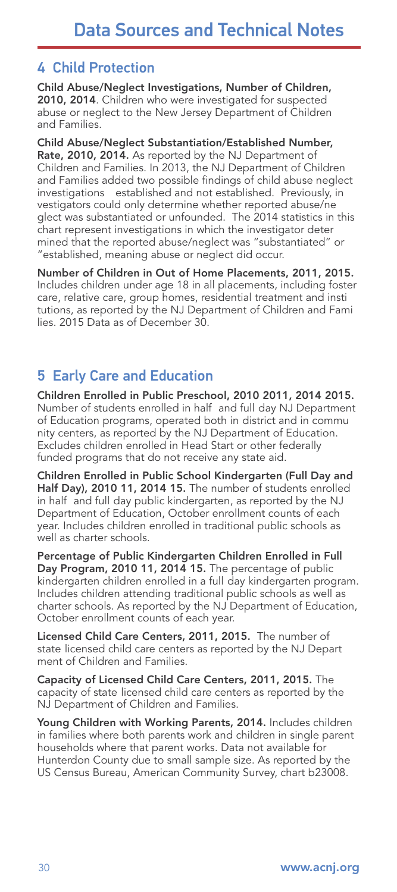# Data Sources and Technical Notes

## 4 Child Protection

**Child Abuse/Neglect Investigations, Number of Children, 2010, 2014**. Children who were investigated for suspected abuse or neglect to the New Jersey Department of Children and Families.

**Child Abuse/Neglect Substantiation/Established Number, Rate, 2010, 2014.** As reported by the NJ Department of Children and Families. In 2013, the NJ Department of Children and Families added two possible findings of child abuse neglect investigations established and not established. Previously, in vestigators could only determine whether reported abuse/ne glect was substantiated or unfounded. The 2014 statistics in this chart represent investigations in which the investigator deter mined that the reported abuse/neglect was "substantiated" or "established, meaning abuse or neglect did occur.

**Number of Children in Out of Home Placements, 2011, 2015.** Includes children under age 18 in all placements, including foster care, relative care, group homes, residential treatment and insti tutions, as reported by the NJ Department of Children and Fami lies. 2015 Data as of December 30.

## 5 Early Care and Education

**Children Enrolled in Public Preschool, 2010 2011, 2014 2015.** Number of students enrolled in half and full day NJ Department of Education programs, operated both in district and in commu nity centers, as reported by the NJ Department of Education. Excludes children enrolled in Head Start or other federally funded programs that do not receive any state aid.

**Children Enrolled in Public School Kindergarten (Full Day and Half Day), 2010 11, 2014 15.** The number of students enrolled in half and full day public kindergarten, as reported by the NJ Department of Education, October enrollment counts of each year. Includes children enrolled in traditional public schools as well as charter schools.

**Percentage of Public Kindergarten Children Enrolled in Full Day Program, 2010 11, 2014 15.** The percentage of public kindergarten children enrolled in a full day kindergarten program. Includes children attending traditional public schools as well as charter schools. As reported by the NJ Department of Education, October enrollment counts of each year.

**Licensed Child Care Centers, 2011, 2015.** The number of state licensed child care centers as reported by the NJ Depart ment of Children and Families.

**Capacity of Licensed Child Care Centers, 2011, 2015.** The capacity of state licensed child care centers as reported by the NJ Department of Children and Families.

**Young Children with Working Parents, 2014.** Includes children in families where both parents work and children in single parent households where that parent works. Data not available for Hunterdon County due to small sample size. As reported by the US Census Bureau, American Community Survey, chart b23008.

www.acnj.org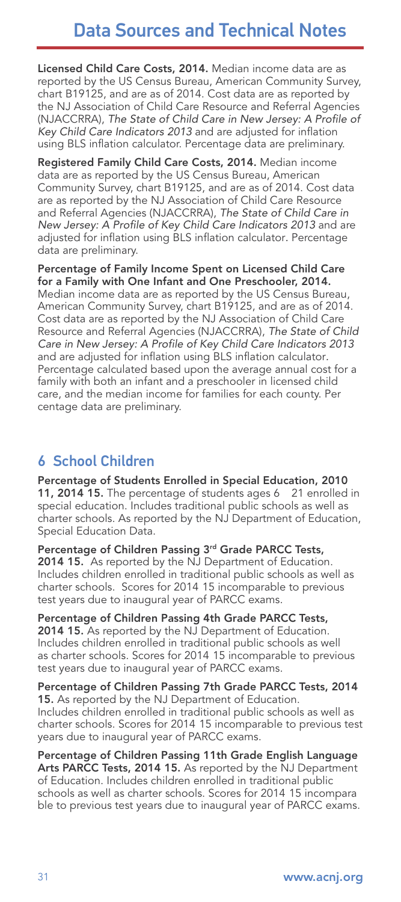# Data Sources and Technical Notes

**Licensed Child Care Costs, 2014.** Median income data are as reported by the US Census Bureau, American Community Survey, chart B19125, and are as of 2014. Cost data are as reported by the NJ Association of Child Care Resource and Referral Agencies (NJACCRRA), *The State of Child Care in New Jersey: A Profile of Key Child Care Indicators 2013* and are adjusted for inflation using BLS inflation calculator. Percentage data are preliminary.

**Registered Family Child Care Costs, 2014.** Median income data are as reported by the US Census Bureau, American Community Survey, chart B19125, and are as of 2014. Cost data are as reported by the NJ Association of Child Care Resource and Referral Agencies (NJACCRRA), *The State of Child Care in New Jersey: A Profile of Key Child Care Indicators 2013* and are adjusted for inflation using BLS inflation calculator. Percentage data are preliminary.

**Percentage of Family Income Spent on Licensed Child Care for a Family with One Infant and One Preschooler, 2014.** Median income data are as reported by the US Census Bureau, American Community Survey, chart B19125, and are as of 2014. Cost data are as reported by the NJ Association of Child Care Resource and Referral Agencies (NJACCRRA), *The State of Child Care in New Jersey: A Profile of Key Child Care Indicators 2013* and are adjusted for inflation using BLS inflation calculator. Percentage calculated based upon the average annual cost for a family with both an infant and a preschooler in licensed child care, and the median income for families for each county. Per centage data are preliminary.

## 6 School Children

**Percentage of Students Enrolled in Special Education, 2010 11, 2014 15.** The percentage of students ages 6 21 enrolled in special education. Includes traditional public schools as well as charter schools. As reported by the NJ Department of Education, Special Education Data.

**Percentage of Children Passing 3rd Grade PARCC Tests, 2014 15.** As reported by the NJ Department of Education. Includes children enrolled in traditional public schools as well as charter schools. Scores for 2014 15 incomparable to previous test years due to inaugural year of PARCC exams.

**Percentage of Children Passing 4th Grade PARCC Tests, 2014 15.** As reported by the NJ Department of Education. Includes children enrolled in traditional public schools as well as charter schools. Scores for 2014 15 incomparable to previous test years due to inaugural year of PARCC exams.

**Percentage of Children Passing 7th Grade PARCC Tests, 2014 15.** As reported by the NJ Department of Education. Includes children enrolled in traditional public schools as well as charter schools. Scores for 2014 15 incomparable to previous test years due to inaugural year of PARCC exams.

**Percentage of Children Passing 11th Grade English Language Arts PARCC Tests, 2014 15.** As reported by the NJ Department of Education. Includes children enrolled in traditional public schools as well as charter schools. Scores for 2014 15 incompara ble to previous test years due to inaugural year of PARCC exams.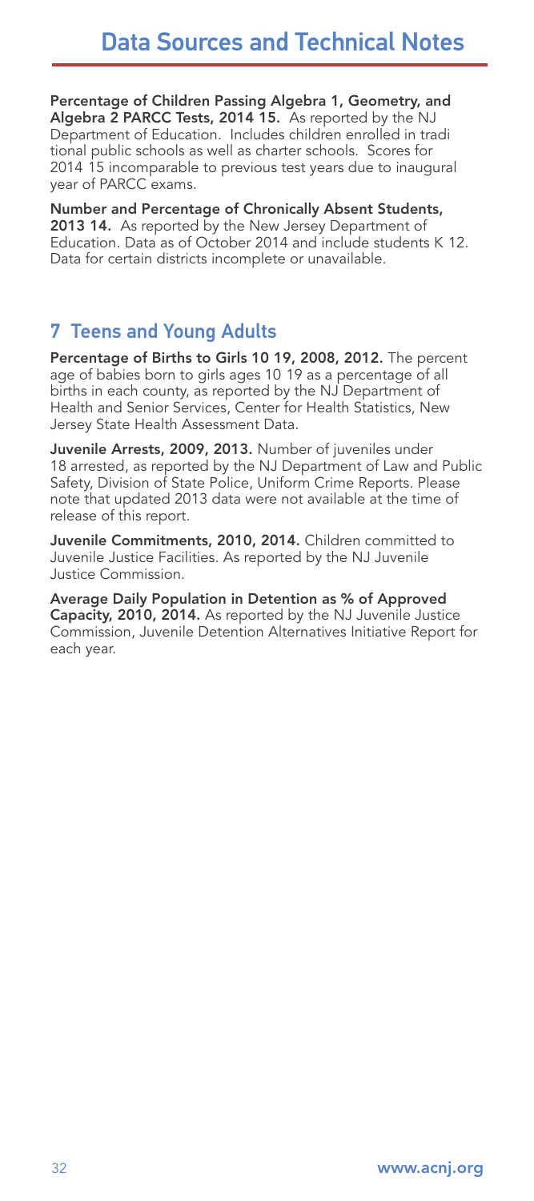# Data Sources and Technical Notes

**Percentage of Children Passing Algebra 1, Geometry, and Algebra 2 PARCC Tests, 2014 15.** As reported by the NJ Department of Education. Includes children enrolled in traditional public schools as well as charter schools. Scores for 2014 15 incomparable to previous test years due to inaugural year of PARCC exams.

**Number and Percentage of Chronically Absent Students, 2013 14.** As reported by the New Jersey Department of Education. Data as of October 2014 and include students K 12. Data for certain districts incomplete or unavailable.

## 7 Teens and Young Adults

**Percentage of Births to Girls 10 19, 2008, 2012.** The percentage of babies born to girls ages 10 19 as a percentage of all births in each county, as reported by the NJ Department of Health and Senior Services, Center for Health Statistics, New Jersey State Health Assessment Data.

**Juvenile Arrests, 2009, 2013.** Number of juveniles under 18 arrested, as reported by the NJ Department of Law and Public Safety, Division of State Police, Uniform Crime Reports. Please note that updated 2013 data were not available at the time of release of this report.

**Juvenile Commitments, 2010, 2014.** Children committed to Juvenile Justice Facilities. As reported by the NJ Juvenile Justice Commission.

**Average Daily Population in Detention as % of Approved Capacity, 2010, 2014.** As reported by the NJ Juvenile Justice Commission, Juvenile Detention Alternatives Initiative Report for each year.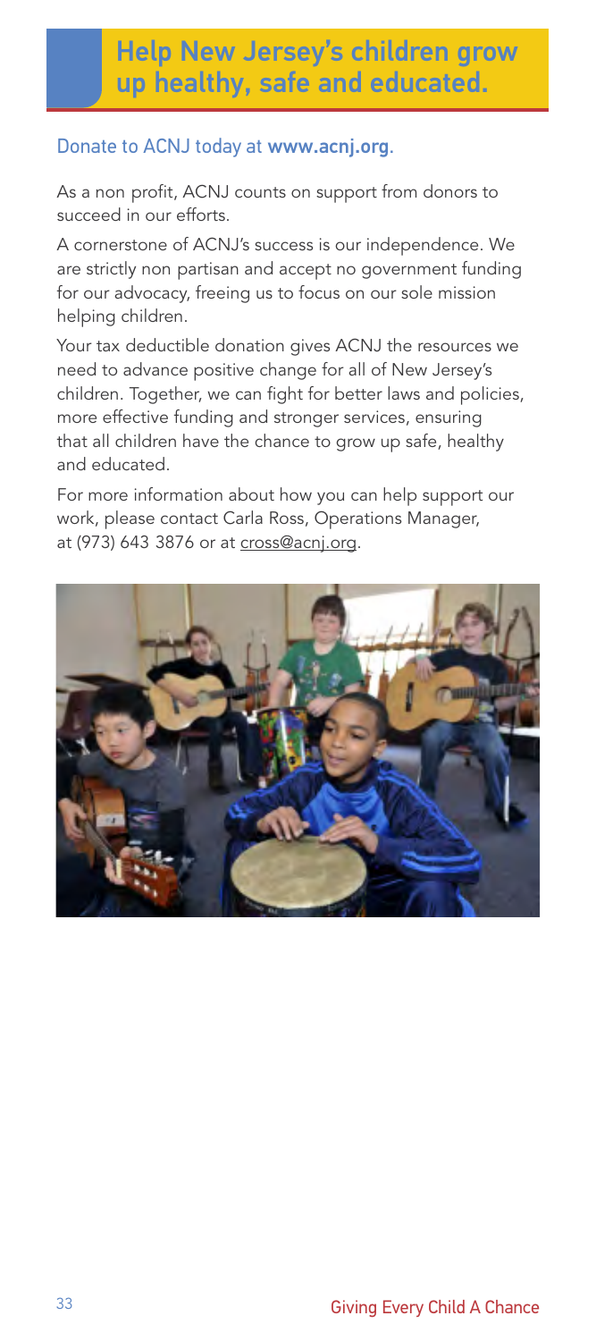# Help New Jersey's children grow up healthy, safe and educated.

## Donate to ACNJ today at **www.acnj.org**.

As a non profit, ACNJ counts on support from donors to succeed in our efforts.

A cornerstone of ACNJ's success is our independence. We are strictly non partisan and accept no government funding for our advocacy, freeing us to focus on our sole mission helping children.

Your tax deductible donation gives ACNJ the resources we need to advance positive change for all of New Jersey's children. Together, we can fight for better laws and policies, more effective funding and stronger services, ensuring that all children have the chance to grow up safe, healthy and educated.

For more information about how you can help support our work, please contact Carla Ross, Operations Manager, at (973) 643 3876 or at cross@acnj.org.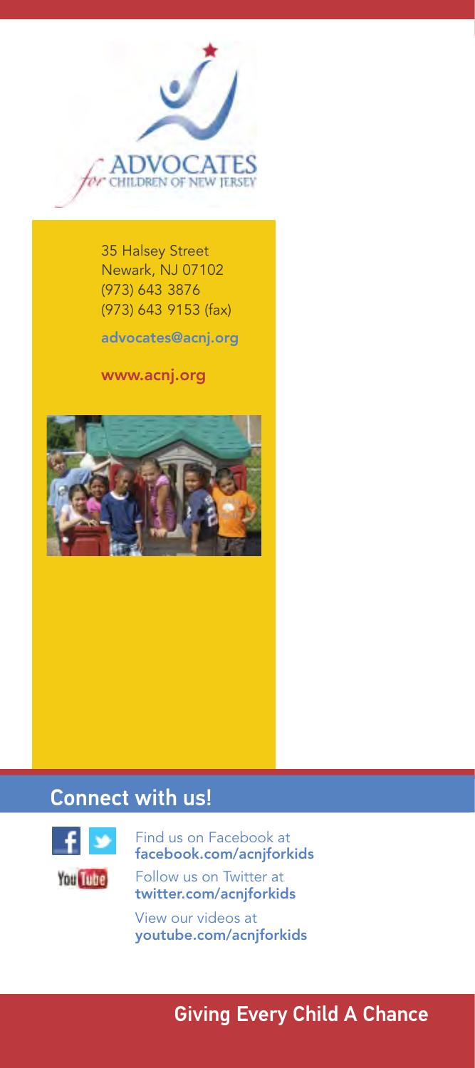ADVOCATES *for* CHILDREN OF NEW JERSEY

35 Halsey Street
Newark, NJ 07102
(973) 643 3876
(973) 643 9153 (fax)

**advocates@acnj.org**

**www.acnj.org**

## Connect with us!

Find us on Facebook at
**facebook.com/acnjforkids**

Follow us on Twitter at
**twitter.com/acnjforkids**

View our videos at
**youtube.com/acnjforkids**

**Giving Every Child A Chance**